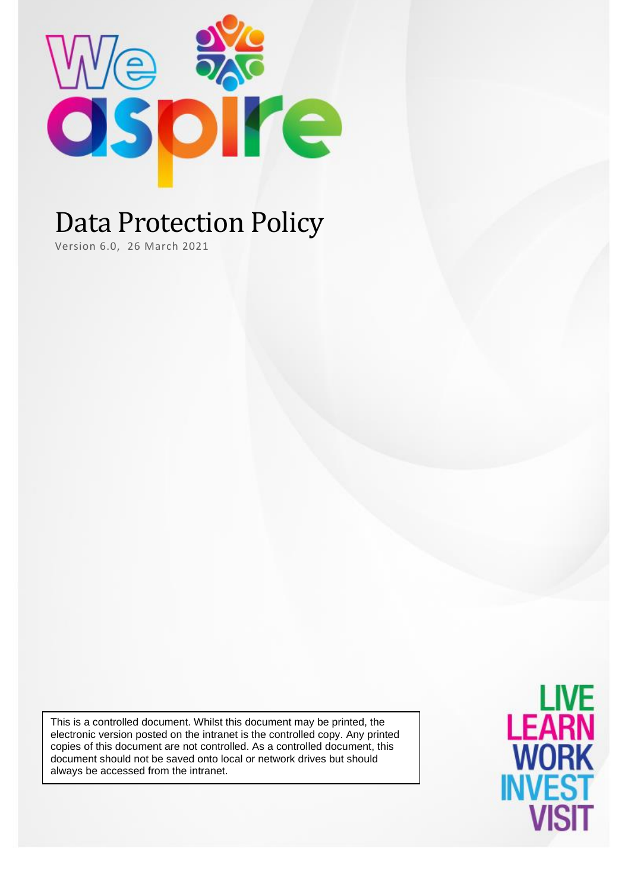# Data Protection Policy

Version 6.0, 26 March 2021

This is a controlled document. Whilst this document may be printed, the electronic version posted on the intranet is the controlled copy. Any printed copies of this document are not controlled. As a controlled document, this document should not be saved onto local or network drives but should always be accessed from the intranet.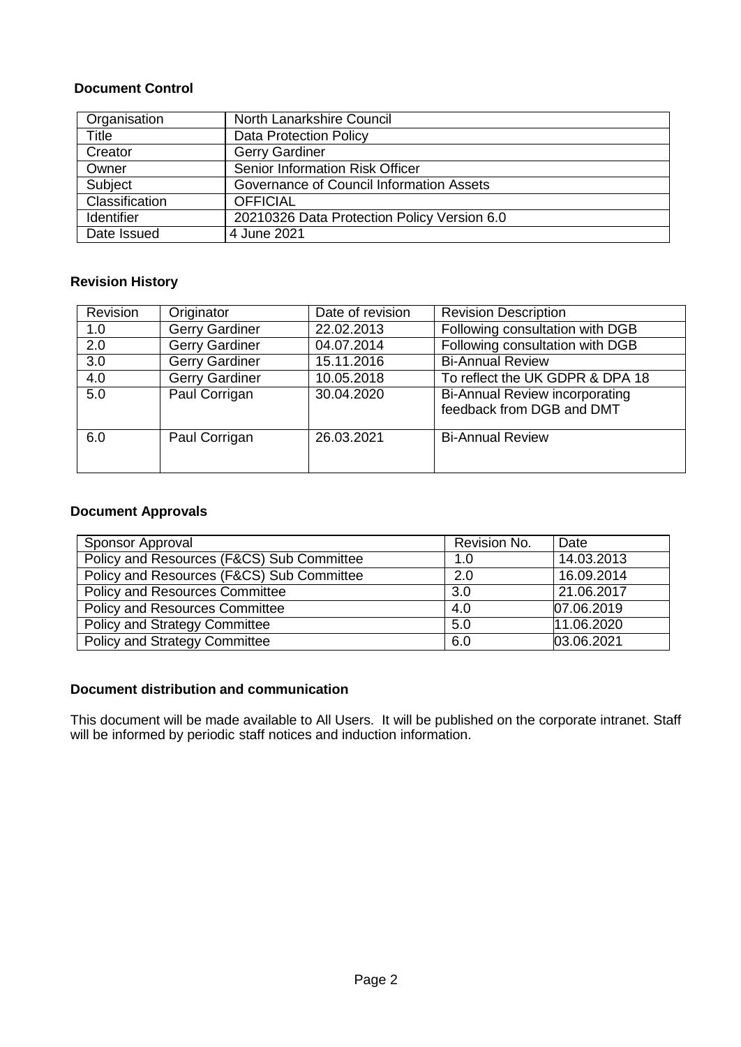## Document Control

| Organisation | North Lanarkshire Council |
|---|---|
| Title | Data Protection Policy |
| Creator | Gerry Gardiner |
| Owner | Senior Information Risk Officer |
| Subject | Governance of Council Information Assets |
| Classification | OFFICIAL |
| Identifier | 20210326 Data Protection Policy Version 6.0 |
| Date Issued | 4 June 2021 |

## Revision History

| Revision | Originator | Date of revision | Revision Description |
|---|---|---|---|
| 1.0 | Gerry Gardiner | 22.02.2013 | Following consultation with DGB |
| 2.0 | Gerry Gardiner | 04.07.2014 | Following consultation with DGB |
| 3.0 | Gerry Gardiner | 15.11.2016 | Bi-Annual Review |
| 4.0 | Gerry Gardiner | 10.05.2018 | To reflect the UK GDPR & DPA 18 |
| 5.0 | Paul Corrigan | 30.04.2020 | Bi-Annual Review incorporating feedback from DGB and DMT |
| 6.0 | Paul Corrigan | 26.03.2021 | Bi-Annual Review |

## Document Approvals

| Sponsor Approval | Revision No. | Date |
|---|---|---|
| Policy and Resources (F&CS) Sub Committee | 1.0 | 14.03.2013 |
| Policy and Resources (F&CS) Sub Committee | 2.0 | 16.09.2014 |
| Policy and Resources Committee | 3.0 | 21.06.2017 |
| Policy and Resources Committee | 4.0 | 07.06.2019 |
| Policy and Strategy Committee | 5.0 | 11.06.2020 |
| Policy and Strategy Committee | 6.0 | 03.06.2021 |

## Document distribution and communication

This document will be made available to All Users. It will be published on the corporate intranet. Staff will be informed by periodic staff notices and induction information.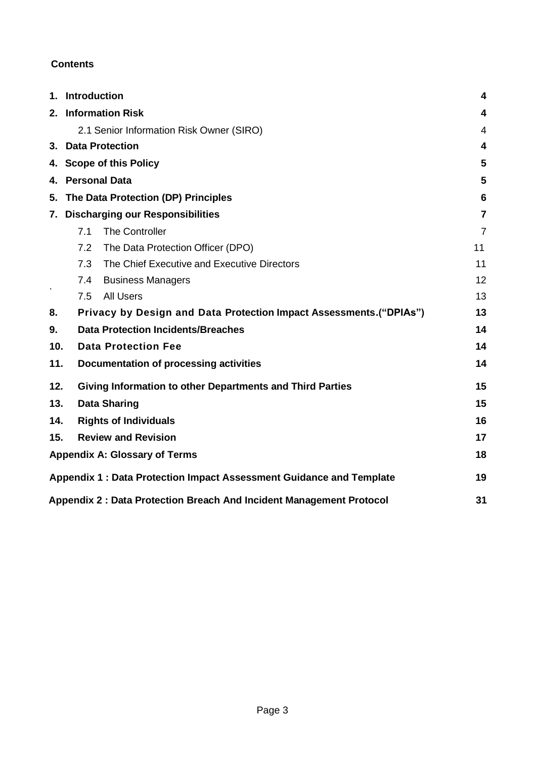**Contents**

| | | |
|---|---|---|
| **1.** | **Introduction** | **4** |
| **2.** | **Information Risk** | **4** |
| | 2.1 Senior Information Risk Owner (SIRO) | 4 |
| **3.** | **Data Protection** | **4** |
| **4.** | **Scope of this Policy** | **5** |
| **4.** | **Personal Data** | **5** |
| **5.** | **The Data Protection (DP) Principles** | **6** |
| **7.** | **Discharging our Responsibilities** | **7** |
| | 7.1 The Controller | 7 |
| | 7.2 The Data Protection Officer (DPO) | 11 |
| | 7.3 The Chief Executive and Executive Directors | 11 |
| | 7.4 Business Managers | 12 |
| | 7.5 All Users | 13 |
| **8.** | **Privacy by Design and Data Protection Impact Assessments.("DPIAs")** | **13** |
| **9.** | **Data Protection Incidents/Breaches** | **14** |
| **10.** | **Data Protection Fee** | **14** |
| **11.** | **Documentation of processing activities** | **14** |
| **12.** | **Giving Information to other Departments and Third Parties** | **15** |
| **13.** | **Data Sharing** | **15** |
| **14.** | **Rights of Individuals** | **16** |
| **15.** | **Review and Revision** | **17** |
| | **Appendix A: Glossary of Terms** | **18** |
| | **Appendix 1 : Data Protection Impact Assessment Guidance and Template** | **19** |
| | **Appendix 2 : Data Protection Breach And Incident Management Protocol** | **31** |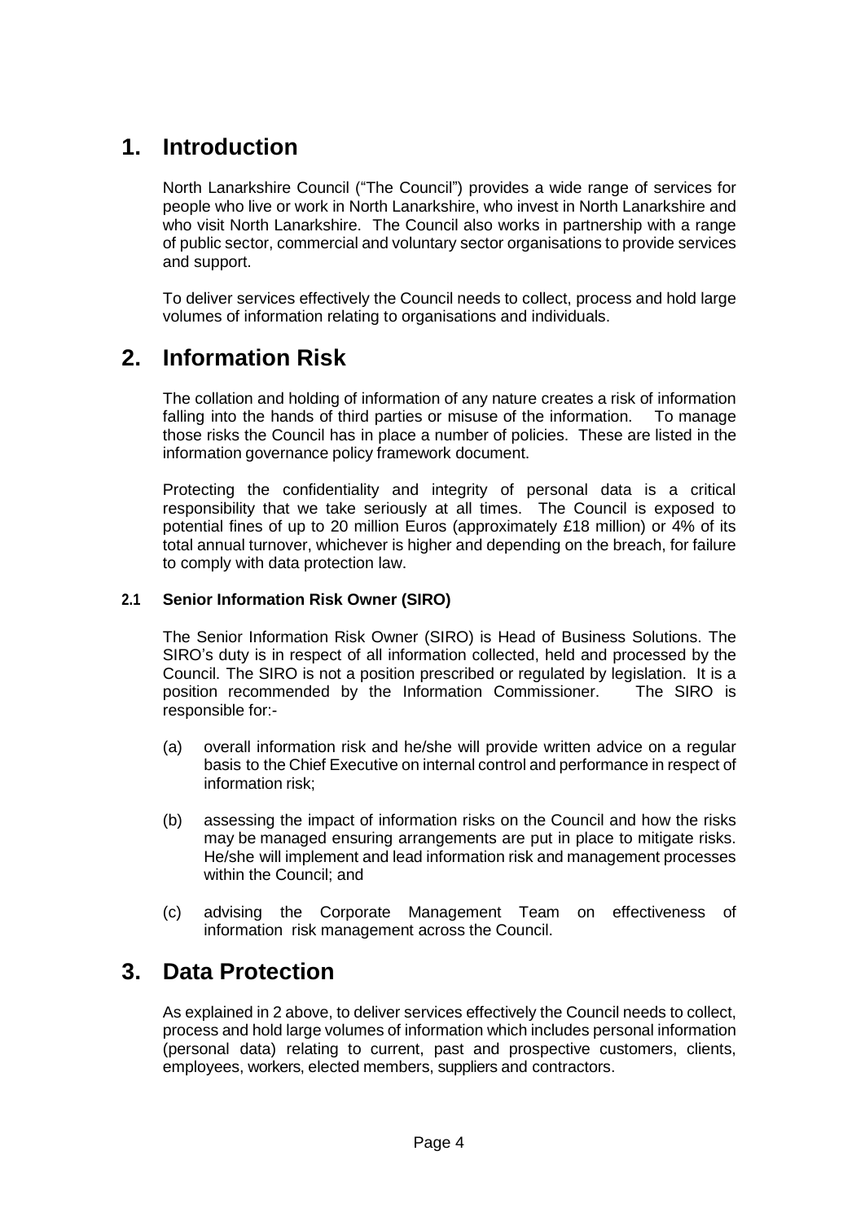# 1. Introduction

North Lanarkshire Council ("The Council") provides a wide range of services for people who live or work in North Lanarkshire, who invest in North Lanarkshire and who visit North Lanarkshire. The Council also works in partnership with a range of public sector, commercial and voluntary sector organisations to provide services and support.

To deliver services effectively the Council needs to collect, process and hold large volumes of information relating to organisations and individuals.

# 2. Information Risk

The collation and holding of information of any nature creates a risk of information falling into the hands of third parties or misuse of the information. To manage those risks the Council has in place a number of policies. These are listed in the information governance policy framework document.

Protecting the confidentiality and integrity of personal data is a critical responsibility that we take seriously at all times. The Council is exposed to potential fines of up to 20 million Euros (approximately £18 million) or 4% of its total annual turnover, whichever is higher and depending on the breach, for failure to comply with data protection law.

### 2.1 Senior Information Risk Owner (SIRO)

The Senior Information Risk Owner (SIRO) is Head of Business Solutions. The SIRO's duty is in respect of all information collected, held and processed by the Council. The SIRO is not a position prescribed or regulated by legislation. It is a position recommended by the Information Commissioner. The SIRO is responsible for:-

(a) overall information risk and he/she will provide written advice on a regular basis to the Chief Executive on internal control and performance in respect of information risk;

(b) assessing the impact of information risks on the Council and how the risks may be managed ensuring arrangements are put in place to mitigate risks. He/she will implement and lead information risk and management processes within the Council; and

(c) advising the Corporate Management Team on effectiveness of information risk management across the Council.

# 3. Data Protection

As explained in 2 above, to deliver services effectively the Council needs to collect, process and hold large volumes of information which includes personal information (personal data) relating to current, past and prospective customers, clients, employees, workers, elected members, suppliers and contractors.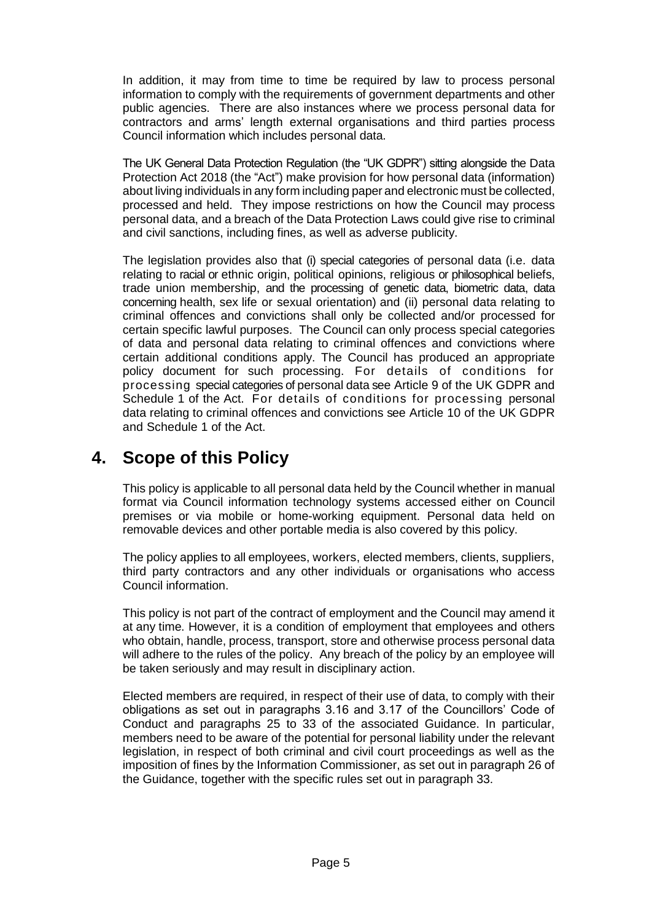In addition, it may from time to time be required by law to process personal information to comply with the requirements of government departments and other public agencies. There are also instances where we process personal data for contractors and arms' length external organisations and third parties process Council information which includes personal data.

The UK General Data Protection Regulation (the "UK GDPR") sitting alongside the Data Protection Act 2018 (the "Act") make provision for how personal data (information) about living individuals in any form including paper and electronic must be collected, processed and held. They impose restrictions on how the Council may process personal data, and a breach of the Data Protection Laws could give rise to criminal and civil sanctions, including fines, as well as adverse publicity.

The legislation provides also that (i) special categories of personal data (i.e. data relating to racial or ethnic origin, political opinions, religious or philosophical beliefs, trade union membership, and the processing of genetic data, biometric data, data concerning health, sex life or sexual orientation) and (ii) personal data relating to criminal offences and convictions shall only be collected and/or processed for certain specific lawful purposes. The Council can only process special categories of data and personal data relating to criminal offences and convictions where certain additional conditions apply. The Council has produced an appropriate policy document for such processing. For details of conditions for processing special categories of personal data see Article 9 of the UK GDPR and Schedule 1 of the Act. For details of conditions for processing personal data relating to criminal offences and convictions see Article 10 of the UK GDPR and Schedule 1 of the Act.

## 4. Scope of this Policy

This policy is applicable to all personal data held by the Council whether in manual format via Council information technology systems accessed either on Council premises or via mobile or home-working equipment. Personal data held on removable devices and other portable media is also covered by this policy.

The policy applies to all employees, workers, elected members, clients, suppliers, third party contractors and any other individuals or organisations who access Council information.

This policy is not part of the contract of employment and the Council may amend it at any time. However, it is a condition of employment that employees and others who obtain, handle, process, transport, store and otherwise process personal data will adhere to the rules of the policy. Any breach of the policy by an employee will be taken seriously and may result in disciplinary action.

Elected members are required, in respect of their use of data, to comply with their obligations as set out in paragraphs 3.16 and 3.17 of the Councillors' Code of Conduct and paragraphs 25 to 33 of the associated Guidance. In particular, members need to be aware of the potential for personal liability under the relevant legislation, in respect of both criminal and civil court proceedings as well as the imposition of fines by the Information Commissioner, as set out in paragraph 26 of the Guidance, together with the specific rules set out in paragraph 33.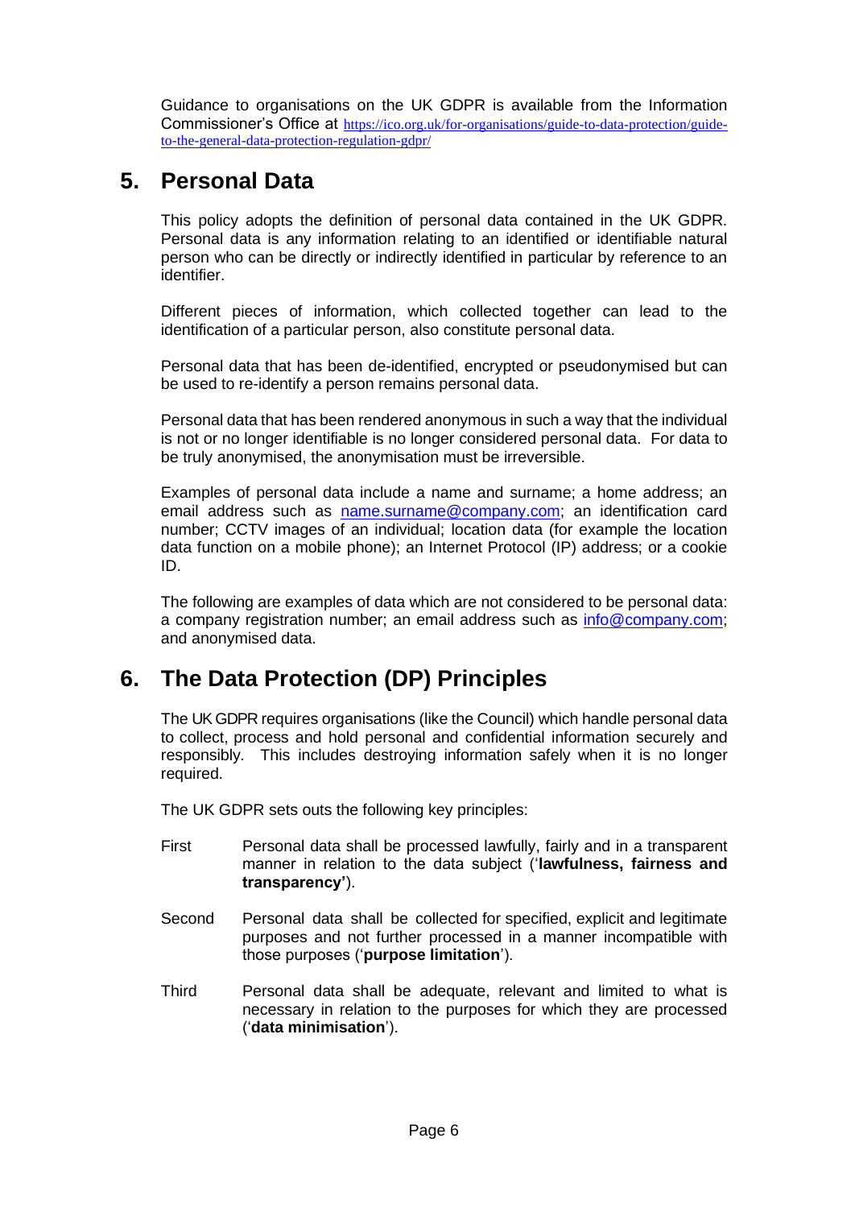Guidance to organisations on the UK GDPR is available from the Information Commissioner's Office at [https://ico.org.uk/for-organisations/guide-to-data-protection/guide-to-the-general-data-protection-regulation-gdpr/](https://ico.org.uk/for-organisations/guide-to-data-protection/guide-to-the-general-data-protection-regulation-gdpr/)

## 5. Personal Data

This policy adopts the definition of personal data contained in the UK GDPR. Personal data is any information relating to an identified or identifiable natural person who can be directly or indirectly identified in particular by reference to an identifier.

Different pieces of information, which collected together can lead to the identification of a particular person, also constitute personal data.

Personal data that has been de-identified, encrypted or pseudonymised but can be used to re-identify a person remains personal data.

Personal data that has been rendered anonymous in such a way that the individual is not or no longer identifiable is no longer considered personal data. For data to be truly anonymised, the anonymisation must be irreversible.

Examples of personal data include a name and surname; a home address; an email address such as name.surname@company.com; an identification card number; CCTV images of an individual; location data (for example the location data function on a mobile phone); an Internet Protocol (IP) address; or a cookie ID.

The following are examples of data which are not considered to be personal data: a company registration number; an email address such as info@company.com; and anonymised data.

## 6. The Data Protection (DP) Principles

The UK GDPR requires organisations (like the Council) which handle personal data to collect, process and hold personal and confidential information securely and responsibly. This includes destroying information safely when it is no longer required.

The UK GDPR sets outs the following key principles:

First — Personal data shall be processed lawfully, fairly and in a transparent manner in relation to the data subject ('**lawfulness, fairness and transparency'**).

Second — Personal data shall be collected for specified, explicit and legitimate purposes and not further processed in a manner incompatible with those purposes ('**purpose limitation**').

Third — Personal data shall be adequate, relevant and limited to what is necessary in relation to the purposes for which they are processed ('**data minimisation**').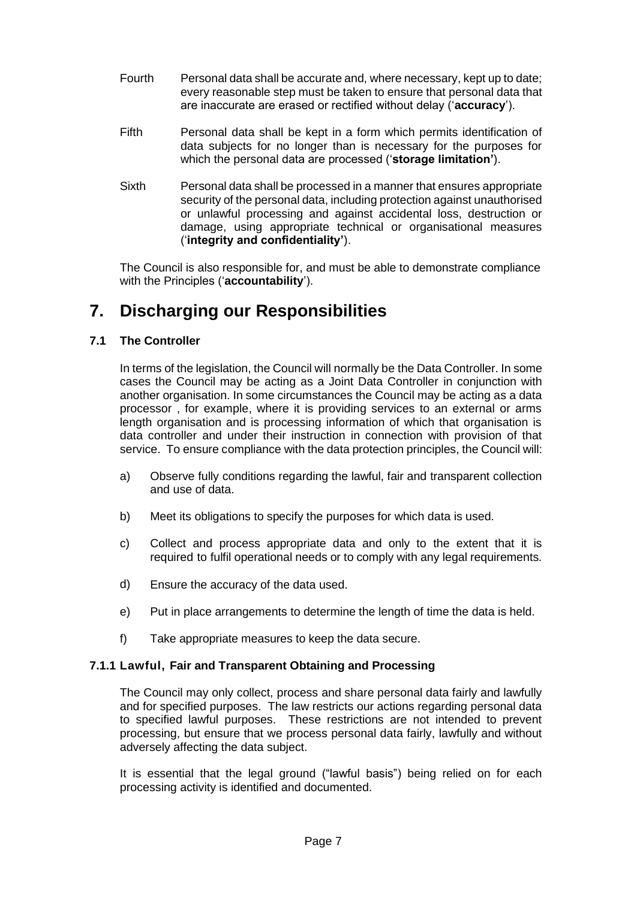Fourth Personal data shall be accurate and, where necessary, kept up to date; every reasonable step must be taken to ensure that personal data that are inaccurate are erased or rectified without delay ('**accuracy**').

Fifth Personal data shall be kept in a form which permits identification of data subjects for no longer than is necessary for the purposes for which the personal data are processed ('**storage limitation'**).

Sixth Personal data shall be processed in a manner that ensures appropriate security of the personal data, including protection against unauthorised or unlawful processing and against accidental loss, destruction or damage, using appropriate technical or organisational measures ('**integrity and confidentiality'**).

The Council is also responsible for, and must be able to demonstrate compliance with the Principles ('**accountability**').

# 7. Discharging our Responsibilities

### 7.1 The Controller

In terms of the legislation, the Council will normally be the Data Controller. In some cases the Council may be acting as a Joint Data Controller in conjunction with another organisation. In some circumstances the Council may be acting as a data processor , for example, where it is providing services to an external or arms length organisation and is processing information of which that organisation is data controller and under their instruction in connection with provision of that service. To ensure compliance with the data protection principles, the Council will:

a) Observe fully conditions regarding the lawful, fair and transparent collection and use of data.

b) Meet its obligations to specify the purposes for which data is used.

c) Collect and process appropriate data and only to the extent that it is required to fulfil operational needs or to comply with any legal requirements.

d) Ensure the accuracy of the data used.

e) Put in place arrangements to determine the length of time the data is held.

f) Take appropriate measures to keep the data secure.

#### 7.1.1 Lawful, Fair and Transparent Obtaining and Processing

The Council may only collect, process and share personal data fairly and lawfully and for specified purposes. The law restricts our actions regarding personal data to specified lawful purposes. These restrictions are not intended to prevent processing, but ensure that we process personal data fairly, lawfully and without adversely affecting the data subject.

It is essential that the legal ground ("lawful basis") being relied on for each processing activity is identified and documented.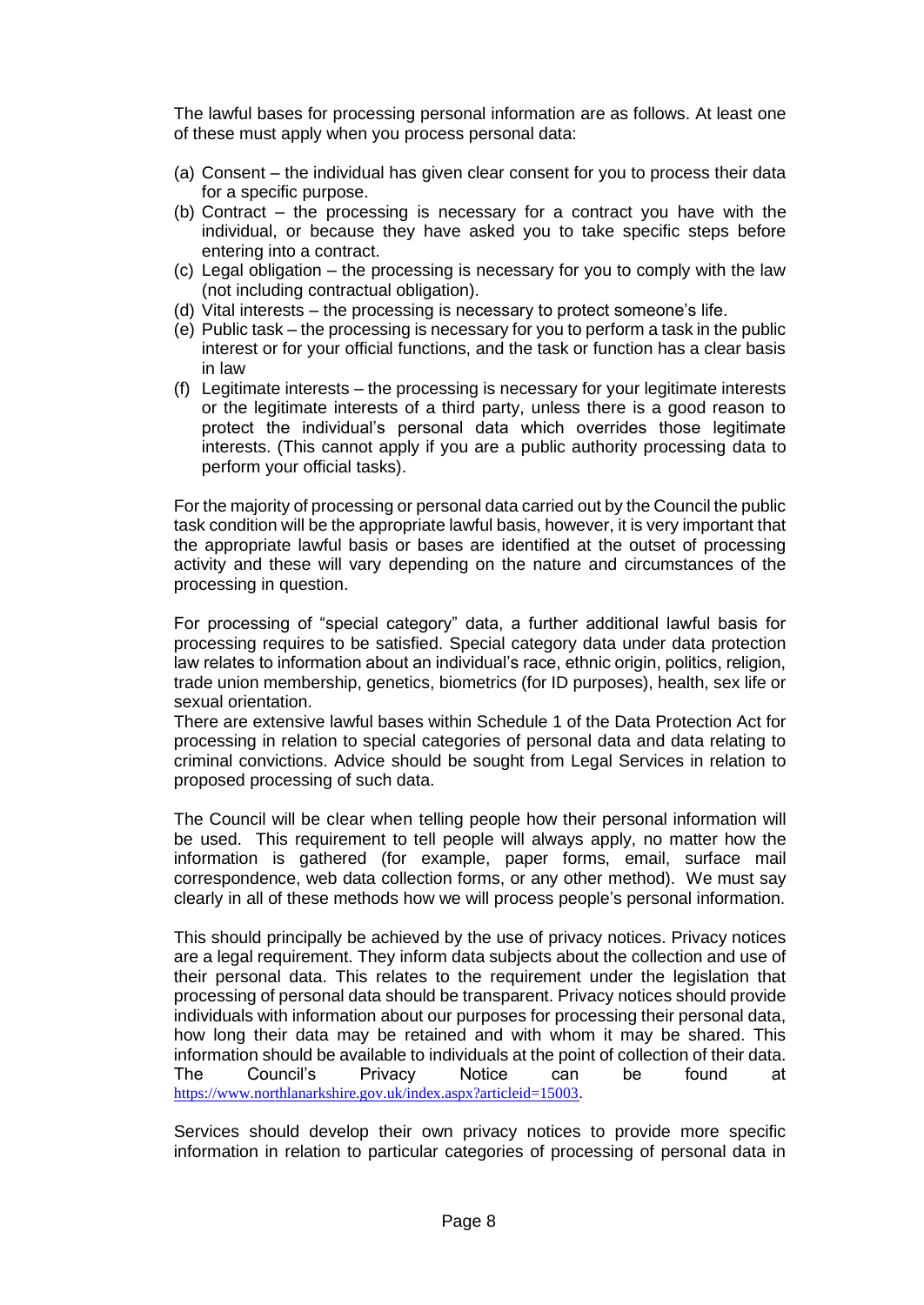The lawful bases for processing personal information are as follows. At least one of these must apply when you process personal data:

(a) Consent – the individual has given clear consent for you to process their data for a specific purpose.
(b) Contract – the processing is necessary for a contract you have with the individual, or because they have asked you to take specific steps before entering into a contract.
(c) Legal obligation – the processing is necessary for you to comply with the law (not including contractual obligation).
(d) Vital interests – the processing is necessary to protect someone's life.
(e) Public task – the processing is necessary for you to perform a task in the public interest or for your official functions, and the task or function has a clear basis in law
(f) Legitimate interests – the processing is necessary for your legitimate interests or the legitimate interests of a third party, unless there is a good reason to protect the individual's personal data which overrides those legitimate interests. (This cannot apply if you are a public authority processing data to perform your official tasks).

For the majority of processing or personal data carried out by the Council the public task condition will be the appropriate lawful basis, however, it is very important that the appropriate lawful basis or bases are identified at the outset of processing activity and these will vary depending on the nature and circumstances of the processing in question.

For processing of "special category" data, a further additional lawful basis for processing requires to be satisfied. Special category data under data protection law relates to information about an individual's race, ethnic origin, politics, religion, trade union membership, genetics, biometrics (for ID purposes), health, sex life or sexual orientation.
There are extensive lawful bases within Schedule 1 of the Data Protection Act for processing in relation to special categories of personal data and data relating to criminal convictions. Advice should be sought from Legal Services in relation to proposed processing of such data.

The Council will be clear when telling people how their personal information will be used. This requirement to tell people will always apply, no matter how the information is gathered (for example, paper forms, email, surface mail correspondence, web data collection forms, or any other method). We must say clearly in all of these methods how we will process people's personal information.

This should principally be achieved by the use of privacy notices. Privacy notices are a legal requirement. They inform data subjects about the collection and use of their personal data. This relates to the requirement under the legislation that processing of personal data should be transparent. Privacy notices should provide individuals with information about our purposes for processing their personal data, how long their data may be retained and with whom it may be shared. This information should be available to individuals at the point of collection of their data. The Council's Privacy Notice can be found at https://www.northlanarkshire.gov.uk/index.aspx?articleid=15003.

Services should develop their own privacy notices to provide more specific information in relation to particular categories of processing of personal data in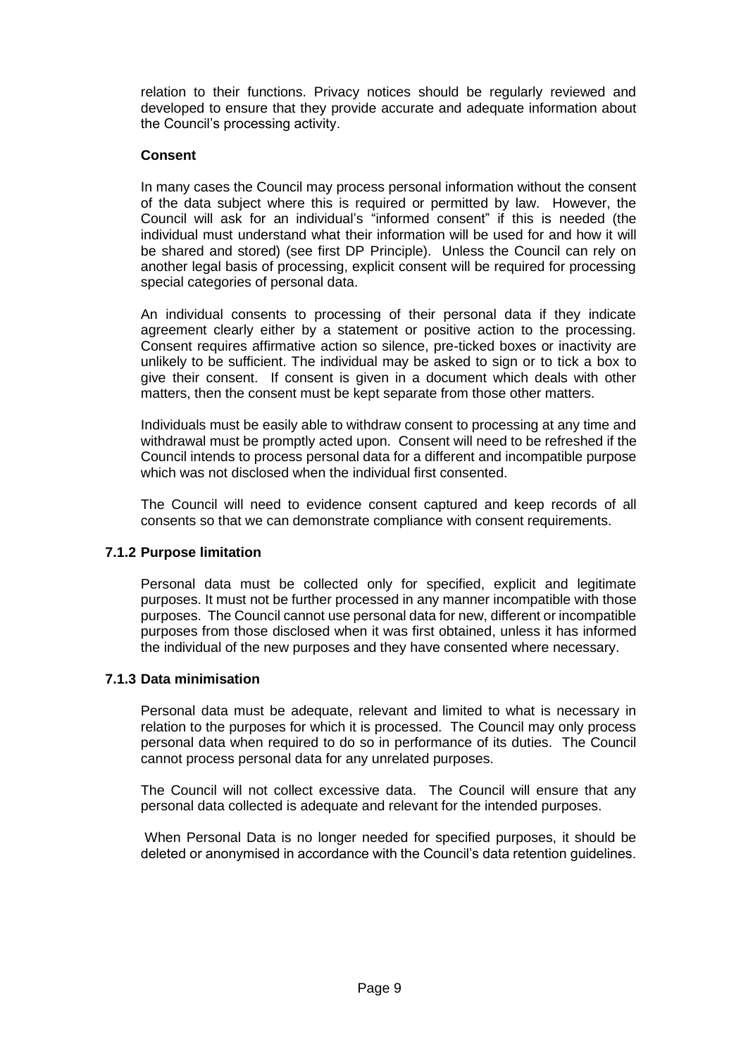relation to their functions. Privacy notices should be regularly reviewed and developed to ensure that they provide accurate and adequate information about the Council's processing activity.

**Consent**

In many cases the Council may process personal information without the consent of the data subject where this is required or permitted by law. However, the Council will ask for an individual's "informed consent" if this is needed (the individual must understand what their information will be used for and how it will be shared and stored) (see first DP Principle). Unless the Council can rely on another legal basis of processing, explicit consent will be required for processing special categories of personal data.

An individual consents to processing of their personal data if they indicate agreement clearly either by a statement or positive action to the processing. Consent requires affirmative action so silence, pre-ticked boxes or inactivity are unlikely to be sufficient. The individual may be asked to sign or to tick a box to give their consent. If consent is given in a document which deals with other matters, then the consent must be kept separate from those other matters.

Individuals must be easily able to withdraw consent to processing at any time and withdrawal must be promptly acted upon. Consent will need to be refreshed if the Council intends to process personal data for a different and incompatible purpose which was not disclosed when the individual first consented.

The Council will need to evidence consent captured and keep records of all consents so that we can demonstrate compliance with consent requirements.

### 7.1.2 Purpose limitation

Personal data must be collected only for specified, explicit and legitimate purposes. It must not be further processed in any manner incompatible with those purposes. The Council cannot use personal data for new, different or incompatible purposes from those disclosed when it was first obtained, unless it has informed the individual of the new purposes and they have consented where necessary.

### 7.1.3 Data minimisation

Personal data must be adequate, relevant and limited to what is necessary in relation to the purposes for which it is processed. The Council may only process personal data when required to do so in performance of its duties. The Council cannot process personal data for any unrelated purposes.

The Council will not collect excessive data. The Council will ensure that any personal data collected is adequate and relevant for the intended purposes.

When Personal Data is no longer needed for specified purposes, it should be deleted or anonymised in accordance with the Council's data retention guidelines.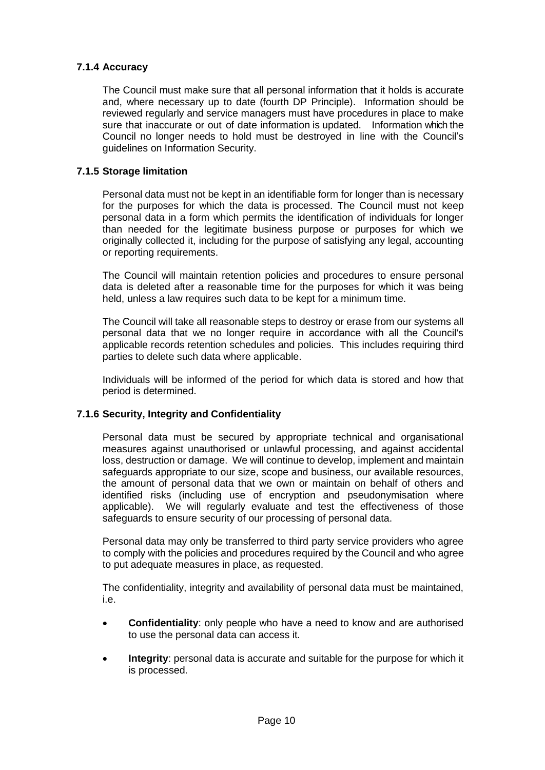#### 7.1.4 Accuracy

The Council must make sure that all personal information that it holds is accurate and, where necessary up to date (fourth DP Principle). Information should be reviewed regularly and service managers must have procedures in place to make sure that inaccurate or out of date information is updated. Information which the Council no longer needs to hold must be destroyed in line with the Council's guidelines on Information Security.

#### 7.1.5 Storage limitation

Personal data must not be kept in an identifiable form for longer than is necessary for the purposes for which the data is processed. The Council must not keep personal data in a form which permits the identification of individuals for longer than needed for the legitimate business purpose or purposes for which we originally collected it, including for the purpose of satisfying any legal, accounting or reporting requirements.

The Council will maintain retention policies and procedures to ensure personal data is deleted after a reasonable time for the purposes for which it was being held, unless a law requires such data to be kept for a minimum time.

The Council will take all reasonable steps to destroy or erase from our systems all personal data that we no longer require in accordance with all the Council's applicable records retention schedules and policies. This includes requiring third parties to delete such data where applicable.

Individuals will be informed of the period for which data is stored and how that period is determined.

#### 7.1.6 Security, Integrity and Confidentiality

Personal data must be secured by appropriate technical and organisational measures against unauthorised or unlawful processing, and against accidental loss, destruction or damage. We will continue to develop, implement and maintain safeguards appropriate to our size, scope and business, our available resources, the amount of personal data that we own or maintain on behalf of others and identified risks (including use of encryption and pseudonymisation where applicable). We will regularly evaluate and test the effectiveness of those safeguards to ensure security of our processing of personal data.

Personal data may only be transferred to third party service providers who agree to comply with the policies and procedures required by the Council and who agree to put adequate measures in place, as requested.

The confidentiality, integrity and availability of personal data must be maintained, i.e.

- **Confidentiality**: only people who have a need to know and are authorised to use the personal data can access it.
- **Integrity**: personal data is accurate and suitable for the purpose for which it is processed.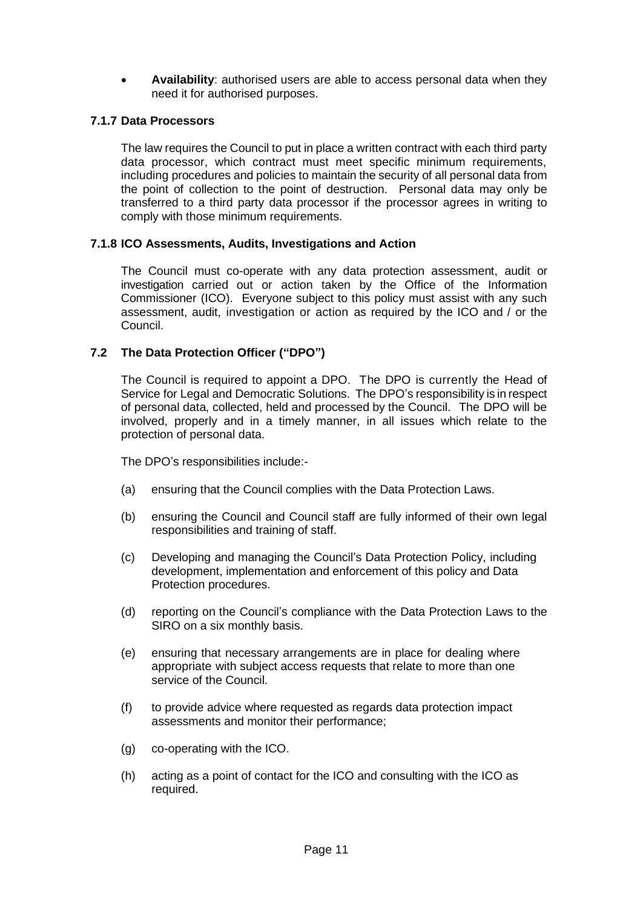- **Availability**: authorised users are able to access personal data when they need it for authorised purposes.

#### 7.1.7 Data Processors

The law requires the Council to put in place a written contract with each third party data processor, which contract must meet specific minimum requirements, including procedures and policies to maintain the security of all personal data from the point of collection to the point of destruction. Personal data may only be transferred to a third party data processor if the processor agrees in writing to comply with those minimum requirements.

#### 7.1.8 ICO Assessments, Audits, Investigations and Action

The Council must co-operate with any data protection assessment, audit or investigation carried out or action taken by the Office of the Information Commissioner (ICO). Everyone subject to this policy must assist with any such assessment, audit, investigation or action as required by the ICO and / or the Council.

### 7.2 The Data Protection Officer ("DPO")

The Council is required to appoint a DPO. The DPO is currently the Head of Service for Legal and Democratic Solutions. The DPO's responsibility is in respect of personal data, collected, held and processed by the Council. The DPO will be involved, properly and in a timely manner, in all issues which relate to the protection of personal data.

The DPO's responsibilities include:-

(a) ensuring that the Council complies with the Data Protection Laws.

(b) ensuring the Council and Council staff are fully informed of their own legal responsibilities and training of staff.

(c) Developing and managing the Council's Data Protection Policy, including development, implementation and enforcement of this policy and Data Protection procedures.

(d) reporting on the Council's compliance with the Data Protection Laws to the SIRO on a six monthly basis.

(e) ensuring that necessary arrangements are in place for dealing where appropriate with subject access requests that relate to more than one service of the Council.

(f) to provide advice where requested as regards data protection impact assessments and monitor their performance;

(g) co-operating with the ICO.

(h) acting as a point of contact for the ICO and consulting with the ICO as required.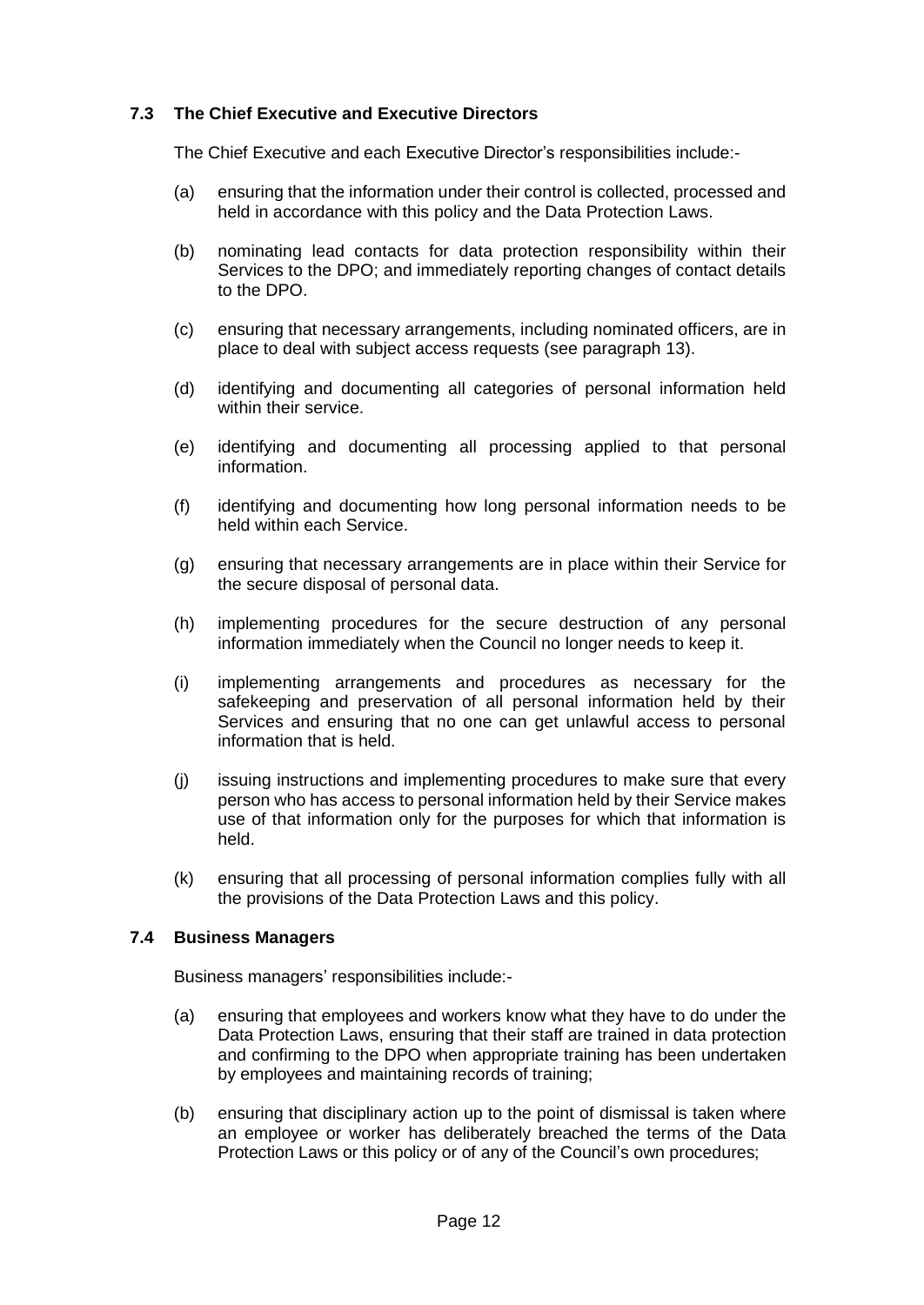### 7.3 The Chief Executive and Executive Directors

The Chief Executive and each Executive Director's responsibilities include:-

(a) ensuring that the information under their control is collected, processed and held in accordance with this policy and the Data Protection Laws.

(b) nominating lead contacts for data protection responsibility within their Services to the DPO; and immediately reporting changes of contact details to the DPO.

(c) ensuring that necessary arrangements, including nominated officers, are in place to deal with subject access requests (see paragraph 13).

(d) identifying and documenting all categories of personal information held within their service.

(e) identifying and documenting all processing applied to that personal information.

(f) identifying and documenting how long personal information needs to be held within each Service.

(g) ensuring that necessary arrangements are in place within their Service for the secure disposal of personal data.

(h) implementing procedures for the secure destruction of any personal information immediately when the Council no longer needs to keep it.

(i) implementing arrangements and procedures as necessary for the safekeeping and preservation of all personal information held by their Services and ensuring that no one can get unlawful access to personal information that is held.

(j) issuing instructions and implementing procedures to make sure that every person who has access to personal information held by their Service makes use of that information only for the purposes for which that information is held.

(k) ensuring that all processing of personal information complies fully with all the provisions of the Data Protection Laws and this policy.

### 7.4 Business Managers

Business managers' responsibilities include:-

(a) ensuring that employees and workers know what they have to do under the Data Protection Laws, ensuring that their staff are trained in data protection and confirming to the DPO when appropriate training has been undertaken by employees and maintaining records of training;

(b) ensuring that disciplinary action up to the point of dismissal is taken where an employee or worker has deliberately breached the terms of the Data Protection Laws or this policy or of any of the Council's own procedures;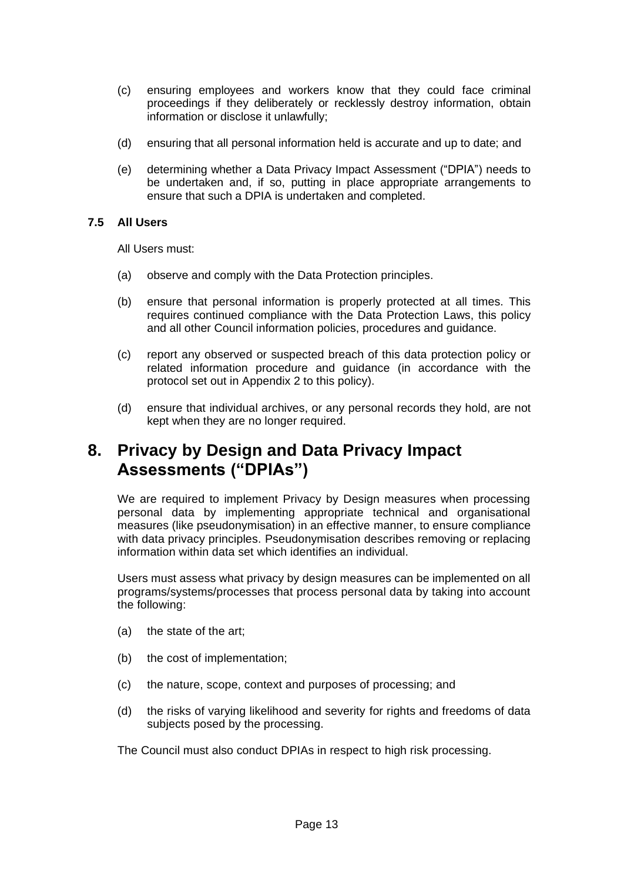(c) ensuring employees and workers know that they could face criminal proceedings if they deliberately or recklessly destroy information, obtain information or disclose it unlawfully;

(d) ensuring that all personal information held is accurate and up to date; and

(e) determining whether a Data Privacy Impact Assessment ("DPIA") needs to be undertaken and, if so, putting in place appropriate arrangements to ensure that such a DPIA is undertaken and completed.

### 7.5 All Users

All Users must:

(a) observe and comply with the Data Protection principles.

(b) ensure that personal information is properly protected at all times. This requires continued compliance with the Data Protection Laws, this policy and all other Council information policies, procedures and guidance.

(c) report any observed or suspected breach of this data protection policy or related information procedure and guidance (in accordance with the protocol set out in Appendix 2 to this policy).

(d) ensure that individual archives, or any personal records they hold, are not kept when they are no longer required.

## 8. Privacy by Design and Data Privacy Impact Assessments ("DPIAs")

We are required to implement Privacy by Design measures when processing personal data by implementing appropriate technical and organisational measures (like pseudonymisation) in an effective manner, to ensure compliance with data privacy principles. Pseudonymisation describes removing or replacing information within data set which identifies an individual.

Users must assess what privacy by design measures can be implemented on all programs/systems/processes that process personal data by taking into account the following:

(a) the state of the art;

(b) the cost of implementation;

(c) the nature, scope, context and purposes of processing; and

(d) the risks of varying likelihood and severity for rights and freedoms of data subjects posed by the processing.

The Council must also conduct DPIAs in respect to high risk processing.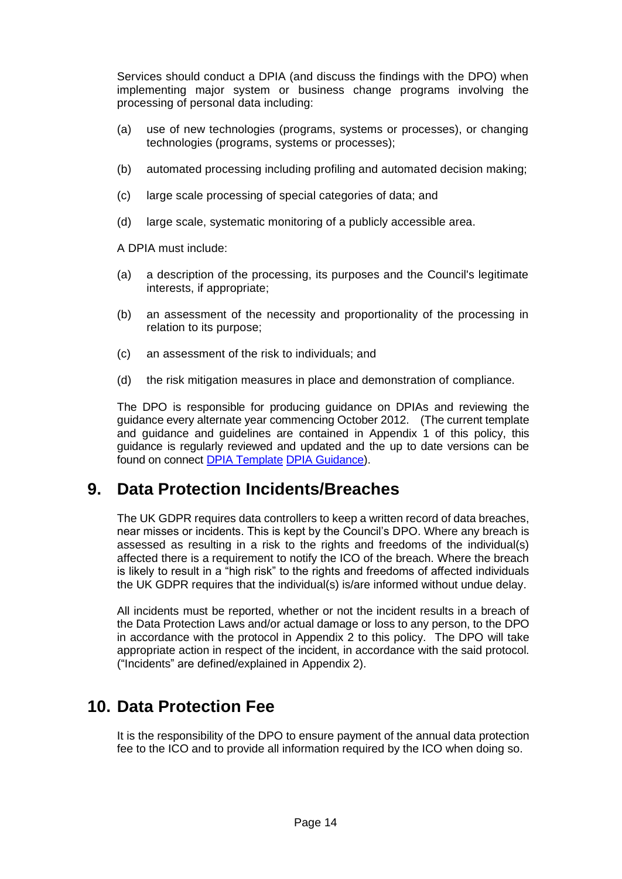Services should conduct a DPIA (and discuss the findings with the DPO) when implementing major system or business change programs involving the processing of personal data including:

(a) use of new technologies (programs, systems or processes), or changing technologies (programs, systems or processes);

(b) automated processing including profiling and automated decision making;

(c) large scale processing of special categories of data; and

(d) large scale, systematic monitoring of a publicly accessible area.

A DPIA must include:

(a) a description of the processing, its purposes and the Council's legitimate interests, if appropriate;

(b) an assessment of the necessity and proportionality of the processing in relation to its purpose;

(c) an assessment of the risk to individuals; and

(d) the risk mitigation measures in place and demonstration of compliance.

The DPO is responsible for producing guidance on DPIAs and reviewing the guidance every alternate year commencing October 2012. (The current template and guidance and guidelines are contained in Appendix 1 of this policy, this guidance is regularly reviewed and updated and the up to date versions can be found on connect [DPIA Template](DPIA Template) [DPIA Guidance](DPIA Guidance)).

## 9. Data Protection Incidents/Breaches

The UK GDPR requires data controllers to keep a written record of data breaches, near misses or incidents. This is kept by the Council's DPO. Where any breach is assessed as resulting in a risk to the rights and freedoms of the individual(s) affected there is a requirement to notify the ICO of the breach. Where the breach is likely to result in a "high risk" to the rights and freedoms of affected individuals the UK GDPR requires that the individual(s) is/are informed without undue delay.

All incidents must be reported, whether or not the incident results in a breach of the Data Protection Laws and/or actual damage or loss to any person, to the DPO in accordance with the protocol in Appendix 2 to this policy. The DPO will take appropriate action in respect of the incident, in accordance with the said protocol. ("Incidents" are defined/explained in Appendix 2).

## 10. Data Protection Fee

It is the responsibility of the DPO to ensure payment of the annual data protection fee to the ICO and to provide all information required by the ICO when doing so.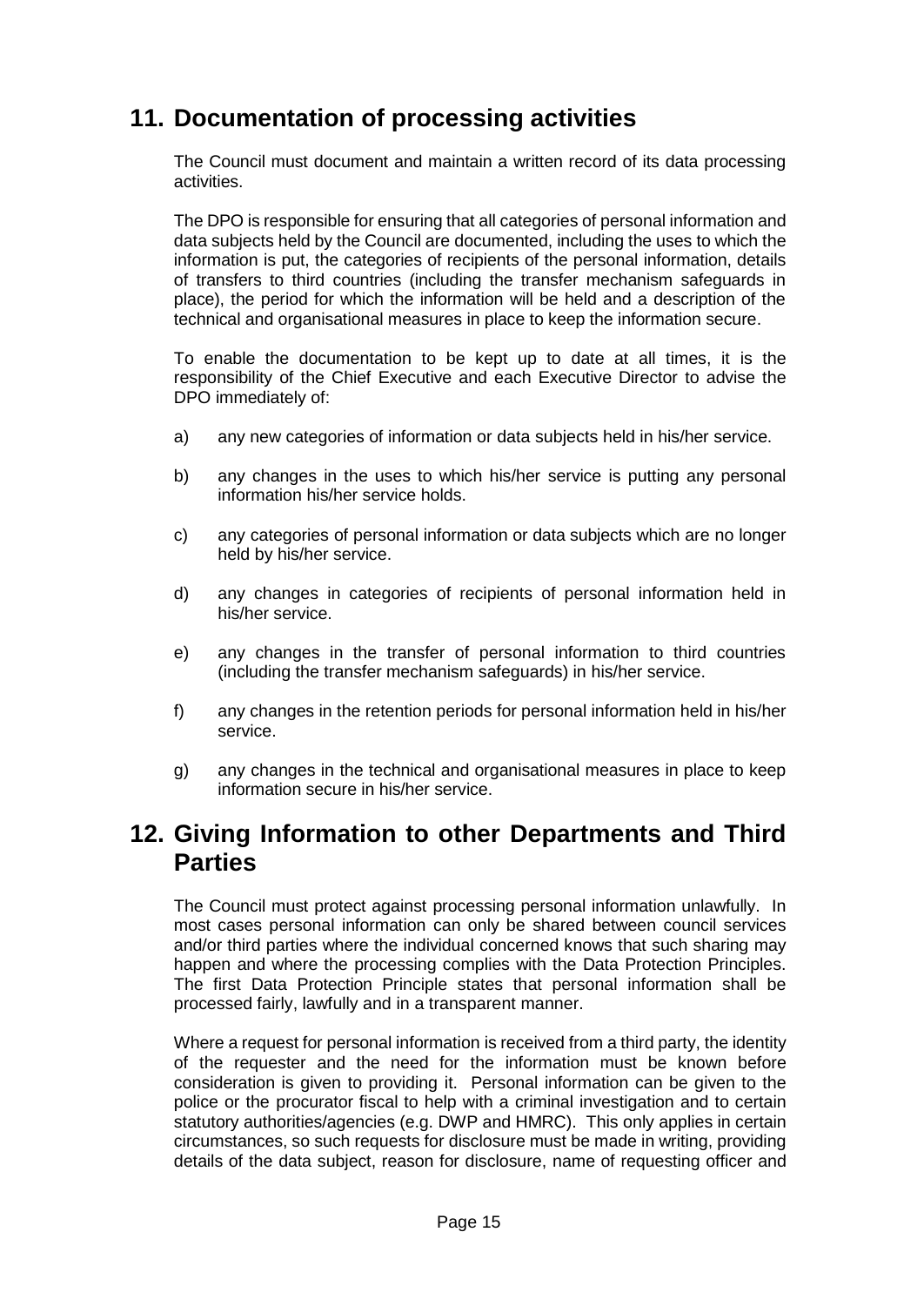## 11. Documentation of processing activities

The Council must document and maintain a written record of its data processing activities.

The DPO is responsible for ensuring that all categories of personal information and data subjects held by the Council are documented, including the uses to which the information is put, the categories of recipients of the personal information, details of transfers to third countries (including the transfer mechanism safeguards in place), the period for which the information will be held and a description of the technical and organisational measures in place to keep the information secure.

To enable the documentation to be kept up to date at all times, it is the responsibility of the Chief Executive and each Executive Director to advise the DPO immediately of:

a) any new categories of information or data subjects held in his/her service.

b) any changes in the uses to which his/her service is putting any personal information his/her service holds.

c) any categories of personal information or data subjects which are no longer held by his/her service.

d) any changes in categories of recipients of personal information held in his/her service.

e) any changes in the transfer of personal information to third countries (including the transfer mechanism safeguards) in his/her service.

f) any changes in the retention periods for personal information held in his/her service.

g) any changes in the technical and organisational measures in place to keep information secure in his/her service.

## 12. Giving Information to other Departments and Third Parties

The Council must protect against processing personal information unlawfully. In most cases personal information can only be shared between council services and/or third parties where the individual concerned knows that such sharing may happen and where the processing complies with the Data Protection Principles. The first Data Protection Principle states that personal information shall be processed fairly, lawfully and in a transparent manner.

Where a request for personal information is received from a third party, the identity of the requester and the need for the information must be known before consideration is given to providing it. Personal information can be given to the police or the procurator fiscal to help with a criminal investigation and to certain statutory authorities/agencies (e.g. DWP and HMRC). This only applies in certain circumstances, so such requests for disclosure must be made in writing, providing details of the data subject, reason for disclosure, name of requesting officer and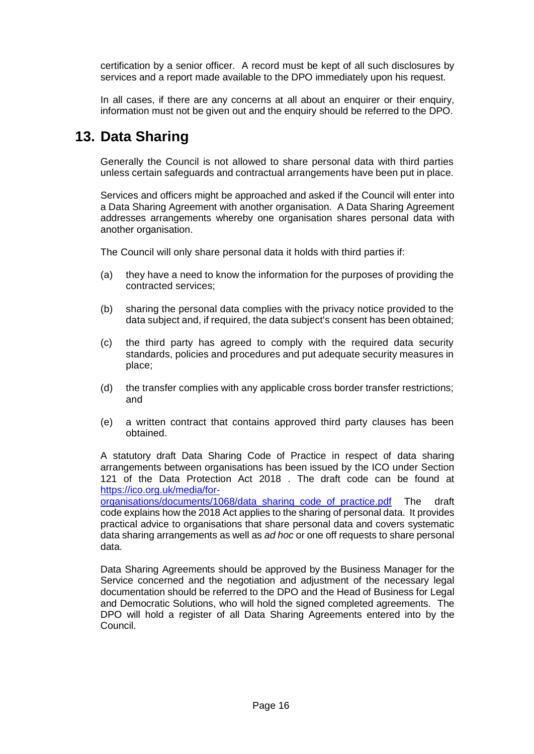certification by a senior officer. A record must be kept of all such disclosures by services and a report made available to the DPO immediately upon his request.

In all cases, if there are any concerns at all about an enquirer or their enquiry, information must not be given out and the enquiry should be referred to the DPO.

## 13. Data Sharing

Generally the Council is not allowed to share personal data with third parties unless certain safeguards and contractual arrangements have been put in place.

Services and officers might be approached and asked if the Council will enter into a Data Sharing Agreement with another organisation. A Data Sharing Agreement addresses arrangements whereby one organisation shares personal data with another organisation.

The Council will only share personal data it holds with third parties if:

(a) they have a need to know the information for the purposes of providing the contracted services;

(b) sharing the personal data complies with the privacy notice provided to the data subject and, if required, the data subject's consent has been obtained;

(c) the third party has agreed to comply with the required data security standards, policies and procedures and put adequate security measures in place;

(d) the transfer complies with any applicable cross border transfer restrictions; and

(e) a written contract that contains approved third party clauses has been obtained.

A statutory draft Data Sharing Code of Practice in respect of data sharing arrangements between organisations has been issued by the ICO under Section 121 of the Data Protection Act 2018 . The draft code can be found at [https://ico.org.uk/media/for-organisations/documents/1068/data_sharing_code_of_practice.pdf](https://ico.org.uk/media/for-organisations/documents/1068/data_sharing_code_of_practice.pdf) The draft code explains how the 2018 Act applies to the sharing of personal data. It provides practical advice to organisations that share personal data and covers systematic data sharing arrangements as well as *ad hoc* or one off requests to share personal data.

Data Sharing Agreements should be approved by the Business Manager for the Service concerned and the negotiation and adjustment of the necessary legal documentation should be referred to the DPO and the Head of Business for Legal and Democratic Solutions, who will hold the signed completed agreements. The DPO will hold a register of all Data Sharing Agreements entered into by the Council.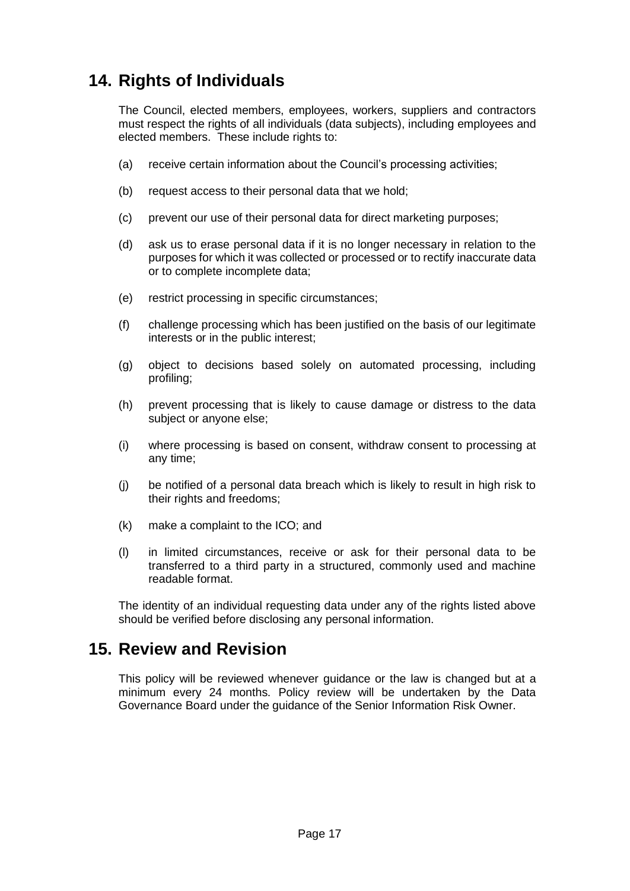## 14. Rights of Individuals

The Council, elected members, employees, workers, suppliers and contractors must respect the rights of all individuals (data subjects), including employees and elected members. These include rights to:

(a) receive certain information about the Council's processing activities;

(b) request access to their personal data that we hold;

(c) prevent our use of their personal data for direct marketing purposes;

(d) ask us to erase personal data if it is no longer necessary in relation to the purposes for which it was collected or processed or to rectify inaccurate data or to complete incomplete data;

(e) restrict processing in specific circumstances;

(f) challenge processing which has been justified on the basis of our legitimate interests or in the public interest;

(g) object to decisions based solely on automated processing, including profiling;

(h) prevent processing that is likely to cause damage or distress to the data subject or anyone else;

(i) where processing is based on consent, withdraw consent to processing at any time;

(j) be notified of a personal data breach which is likely to result in high risk to their rights and freedoms;

(k) make a complaint to the ICO; and

(l) in limited circumstances, receive or ask for their personal data to be transferred to a third party in a structured, commonly used and machine readable format.

The identity of an individual requesting data under any of the rights listed above should be verified before disclosing any personal information.

## 15. Review and Revision

This policy will be reviewed whenever guidance or the law is changed but at a minimum every 24 months. Policy review will be undertaken by the Data Governance Board under the guidance of the Senior Information Risk Owner.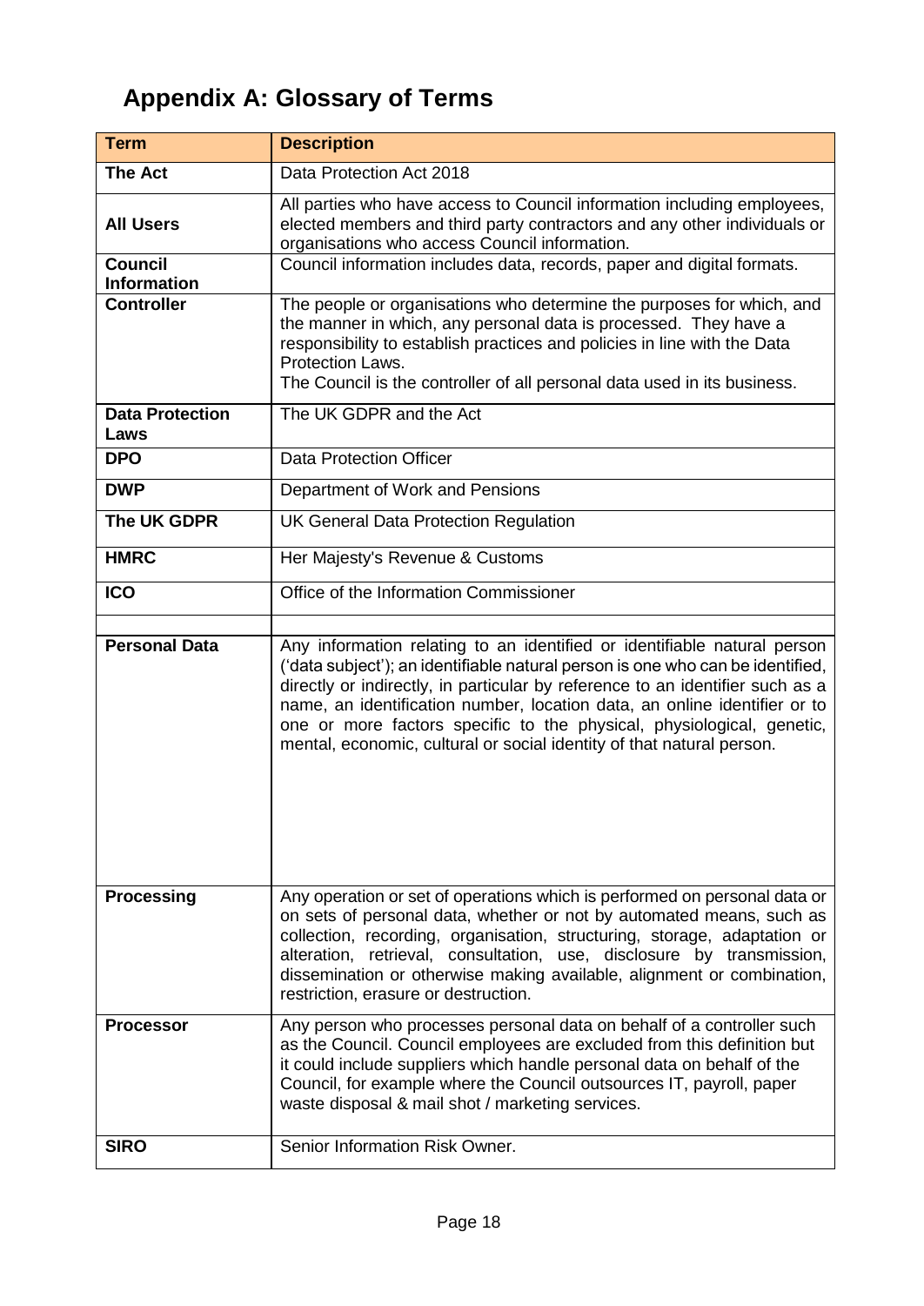## Appendix A: Glossary of Terms

| Term | Description |
|---|---|
| **The Act** | Data Protection Act 2018 |
| **All Users** | All parties who have access to Council information including employees, elected members and third party contractors and any other individuals or organisations who access Council information. |
| **Council Information** | Council information includes data, records, paper and digital formats. |
| **Controller** | The people or organisations who determine the purposes for which, and the manner in which, any personal data is processed. They have a responsibility to establish practices and policies in line with the Data Protection Laws.<br>The Council is the controller of all personal data used in its business. |
| **Data Protection Laws** | The UK GDPR and the Act |
| **DPO** | Data Protection Officer |
| **DWP** | Department of Work and Pensions |
| **The UK GDPR** | UK General Data Protection Regulation |
| **HMRC** | Her Majesty's Revenue & Customs |
| **ICO** | Office of the Information Commissioner |
| | |
| **Personal Data** | Any information relating to an identified or identifiable natural person ('data subject'); an identifiable natural person is one who can be identified, directly or indirectly, in particular by reference to an identifier such as a name, an identification number, location data, an online identifier or to one or more factors specific to the physical, physiological, genetic, mental, economic, cultural or social identity of that natural person. |
| **Processing** | Any operation or set of operations which is performed on personal data or on sets of personal data, whether or not by automated means, such as collection, recording, organisation, structuring, storage, adaptation or alteration, retrieval, consultation, use, disclosure by transmission, dissemination or otherwise making available, alignment or combination, restriction, erasure or destruction. |
| **Processor** | Any person who processes personal data on behalf of a controller such as the Council. Council employees are excluded from this definition but it could include suppliers which handle personal data on behalf of the Council, for example where the Council outsources IT, payroll, paper waste disposal & mail shot / marketing services. |
| **SIRO** | Senior Information Risk Owner. |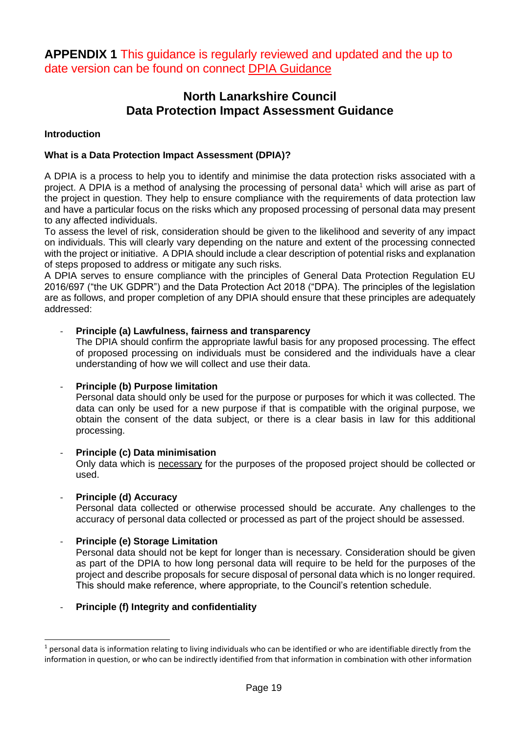**APPENDIX 1** This guidance is regularly reviewed and updated and the up to date version can be found on connect DPIA Guidance

# North Lanarkshire Council
# Data Protection Impact Assessment Guidance

**Introduction**

**What is a Data Protection Impact Assessment (DPIA)?**

A DPIA is a process to help you to identify and minimise the data protection risks associated with a project. A DPIA is a method of analysing the processing of personal data[1] which will arise as part of the project in question. They help to ensure compliance with the requirements of data protection law and have a particular focus on the risks which any proposed processing of personal data may present to any affected individuals.

To assess the level of risk, consideration should be given to the likelihood and severity of any impact on individuals. This will clearly vary depending on the nature and extent of the processing connected with the project or initiative. A DPIA should include a clear description of potential risks and explanation of steps proposed to address or mitigate any such risks.

A DPIA serves to ensure compliance with the principles of General Data Protection Regulation EU 2016/697 ("the UK GDPR") and the Data Protection Act 2018 ("DPA). The principles of the legislation are as follows, and proper completion of any DPIA should ensure that these principles are adequately addressed:

- **Principle (a) Lawfulness, fairness and transparency**
  The DPIA should confirm the appropriate lawful basis for any proposed processing. The effect of proposed processing on individuals must be considered and the individuals have a clear understanding of how we will collect and use their data.

- **Principle (b) Purpose limitation**
  Personal data should only be used for the purpose or purposes for which it was collected. The data can only be used for a new purpose if that is compatible with the original purpose, we obtain the consent of the data subject, or there is a clear basis in law for this additional processing.

- **Principle (c) Data minimisation**
  Only data which is necessary for the purposes of the proposed project should be collected or used.

- **Principle (d) Accuracy**
  Personal data collected or otherwise processed should be accurate. Any challenges to the accuracy of personal data collected or processed as part of the project should be assessed.

- **Principle (e) Storage Limitation**
  Personal data should not be kept for longer than is necessary. Consideration should be given as part of the DPIA to how long personal data will require to be held for the purposes of the project and describe proposals for secure disposal of personal data which is no longer required. This should make reference, where appropriate, to the Council's retention schedule.

- **Principle (f) Integrity and confidentiality**

[1] personal data is information relating to living individuals who can be identified or who are identifiable directly from the information in question, or who can be indirectly identified from that information in combination with other information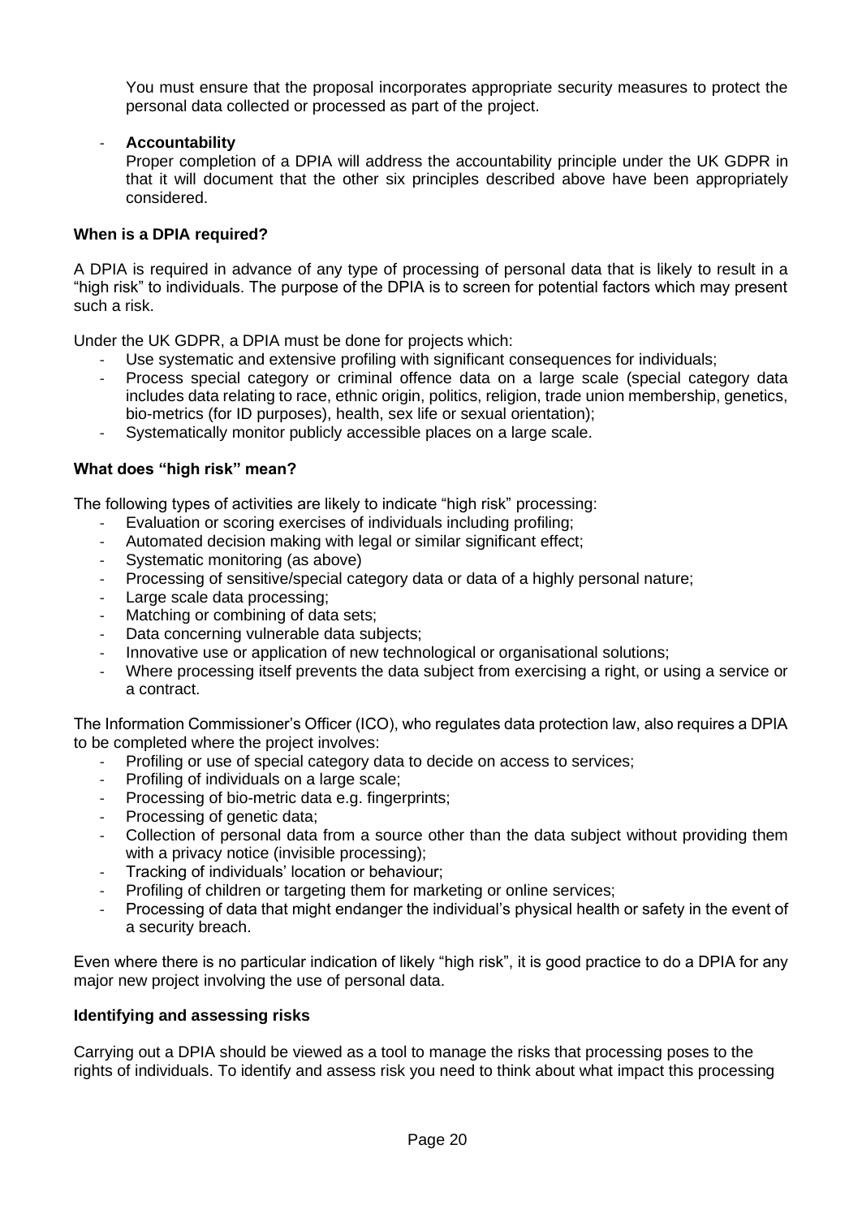You must ensure that the proposal incorporates appropriate security measures to protect the personal data collected or processed as part of the project.

- **Accountability**
  Proper completion of a DPIA will address the accountability principle under the UK GDPR in that it will document that the other six principles described above have been appropriately considered.

**When is a DPIA required?**

A DPIA is required in advance of any type of processing of personal data that is likely to result in a "high risk" to individuals. The purpose of the DPIA is to screen for potential factors which may present such a risk.

Under the UK GDPR, a DPIA must be done for projects which:

- Use systematic and extensive profiling with significant consequences for individuals;
- Process special category or criminal offence data on a large scale (special category data includes data relating to race, ethnic origin, politics, religion, trade union membership, genetics, bio-metrics (for ID purposes), health, sex life or sexual orientation);
- Systematically monitor publicly accessible places on a large scale.

**What does "high risk" mean?**

The following types of activities are likely to indicate "high risk" processing:

- Evaluation or scoring exercises of individuals including profiling;
- Automated decision making with legal or similar significant effect;
- Systematic monitoring (as above)
- Processing of sensitive/special category data or data of a highly personal nature;
- Large scale data processing;
- Matching or combining of data sets;
- Data concerning vulnerable data subjects;
- Innovative use or application of new technological or organisational solutions;
- Where processing itself prevents the data subject from exercising a right, or using a service or a contract.

The Information Commissioner's Officer (ICO), who regulates data protection law, also requires a DPIA to be completed where the project involves:

- Profiling or use of special category data to decide on access to services;
- Profiling of individuals on a large scale;
- Processing of bio-metric data e.g. fingerprints;
- Processing of genetic data;
- Collection of personal data from a source other than the data subject without providing them with a privacy notice (invisible processing);
- Tracking of individuals' location or behaviour;
- Profiling of children or targeting them for marketing or online services;
- Processing of data that might endanger the individual's physical health or safety in the event of a security breach.

Even where there is no particular indication of likely "high risk", it is good practice to do a DPIA for any major new project involving the use of personal data.

**Identifying and assessing risks**

Carrying out a DPIA should be viewed as a tool to manage the risks that processing poses to the rights of individuals. To identify and assess risk you need to think about what impact this processing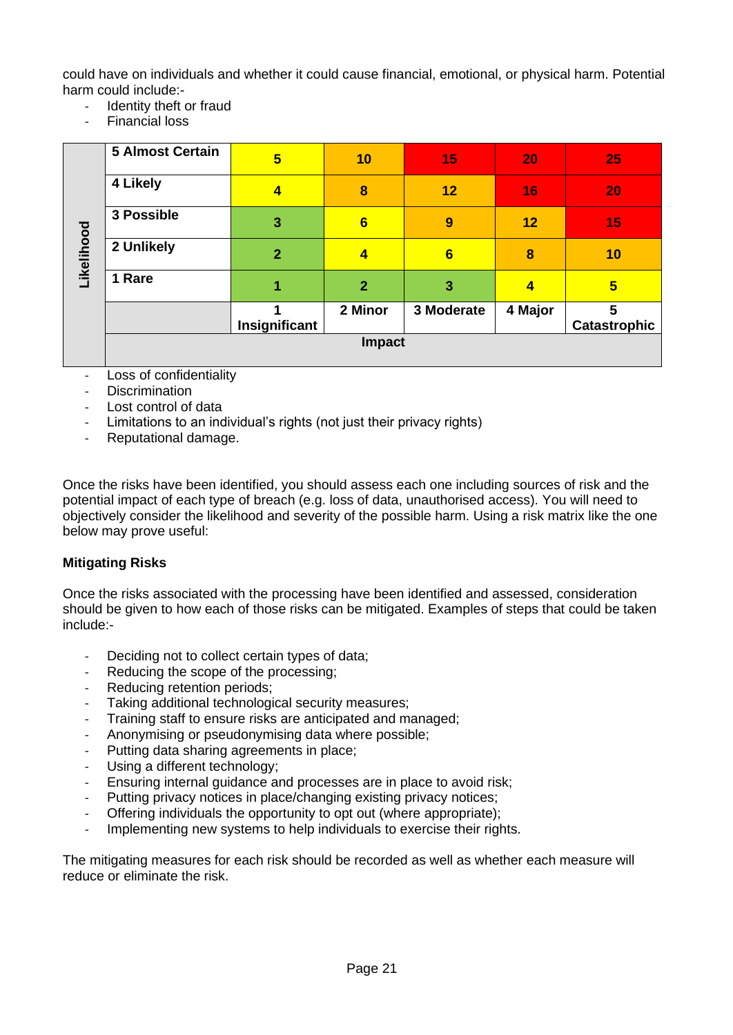could have on individuals and whether it could cause financial, emotional, or physical harm. Potential harm could include:-

- Identity theft or fraud
- Financial loss

| Likelihood | | | | | | |
|---|---|---|---|---|---|---|
| | 5 Almost Certain | 5 | 10 | 15 | 20 | 25 |
| | 4 Likely | 4 | 8 | 12 | 16 | 20 |
| | 3 Possible | 3 | 6 | 9 | 12 | 15 |
| | 2 Unlikely | 2 | 4 | 6 | 8 | 10 |
| | 1 Rare | 1 | 2 | 3 | 4 | 5 |
| | | 1 Insignificant | 2 Minor | 3 Moderate | 4 Major | 5 Catastrophic |
| | Impact | | | | | |

- Loss of confidentiality
- Discrimination
- Lost control of data
- Limitations to an individual's rights (not just their privacy rights)
- Reputational damage.

Once the risks have been identified, you should assess each one including sources of risk and the potential impact of each type of breach (e.g. loss of data, unauthorised access). You will need to objectively consider the likelihood and severity of the possible harm. Using a risk matrix like the one below may prove useful:

**Mitigating Risks**

Once the risks associated with the processing have been identified and assessed, consideration should be given to how each of those risks can be mitigated. Examples of steps that could be taken include:-

- Deciding not to collect certain types of data;
- Reducing the scope of the processing;
- Reducing retention periods;
- Taking additional technological security measures;
- Training staff to ensure risks are anticipated and managed;
- Anonymising or pseudonymising data where possible;
- Putting data sharing agreements in place;
- Using a different technology;
- Ensuring internal guidance and processes are in place to avoid risk;
- Putting privacy notices in place/changing existing privacy notices;
- Offering individuals the opportunity to opt out (where appropriate);
- Implementing new systems to help individuals to exercise their rights.

The mitigating measures for each risk should be recorded as well as whether each measure will reduce or eliminate the risk.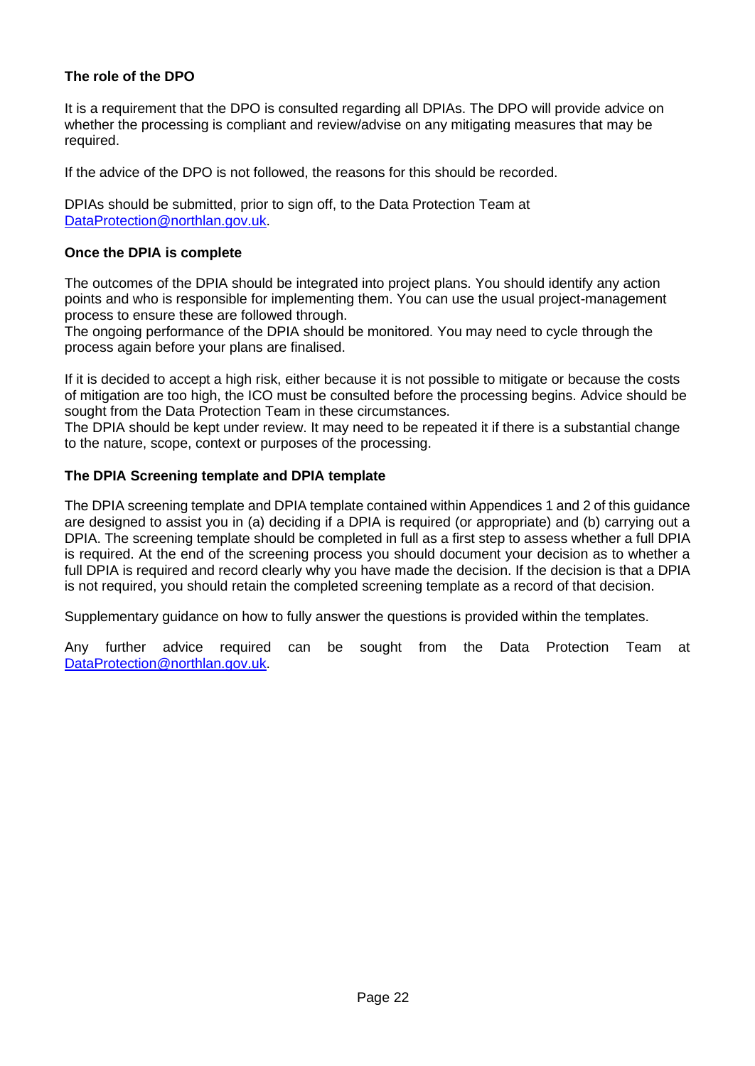**The role of the DPO**

It is a requirement that the DPO is consulted regarding all DPIAs. The DPO will provide advice on whether the processing is compliant and review/advise on any mitigating measures that may be required.

If the advice of the DPO is not followed, the reasons for this should be recorded.

DPIAs should be submitted, prior to sign off, to the Data Protection Team at DataProtection@northlan.gov.uk.

**Once the DPIA is complete**

The outcomes of the DPIA should be integrated into project plans. You should identify any action points and who is responsible for implementing them. You can use the usual project-management process to ensure these are followed through.
The ongoing performance of the DPIA should be monitored. You may need to cycle through the process again before your plans are finalised.

If it is decided to accept a high risk, either because it is not possible to mitigate or because the costs of mitigation are too high, the ICO must be consulted before the processing begins. Advice should be sought from the Data Protection Team in these circumstances.
The DPIA should be kept under review. It may need to be repeated it if there is a substantial change to the nature, scope, context or purposes of the processing.

**The DPIA Screening template and DPIA template**

The DPIA screening template and DPIA template contained within Appendices 1 and 2 of this guidance are designed to assist you in (a) deciding if a DPIA is required (or appropriate) and (b) carrying out a DPIA. The screening template should be completed in full as a first step to assess whether a full DPIA is required. At the end of the screening process you should document your decision as to whether a full DPIA is required and record clearly why you have made the decision. If the decision is that a DPIA is not required, you should retain the completed screening template as a record of that decision.

Supplementary guidance on how to fully answer the questions is provided within the templates.

Any further advice required can be sought from the Data Protection Team at DataProtection@northlan.gov.uk.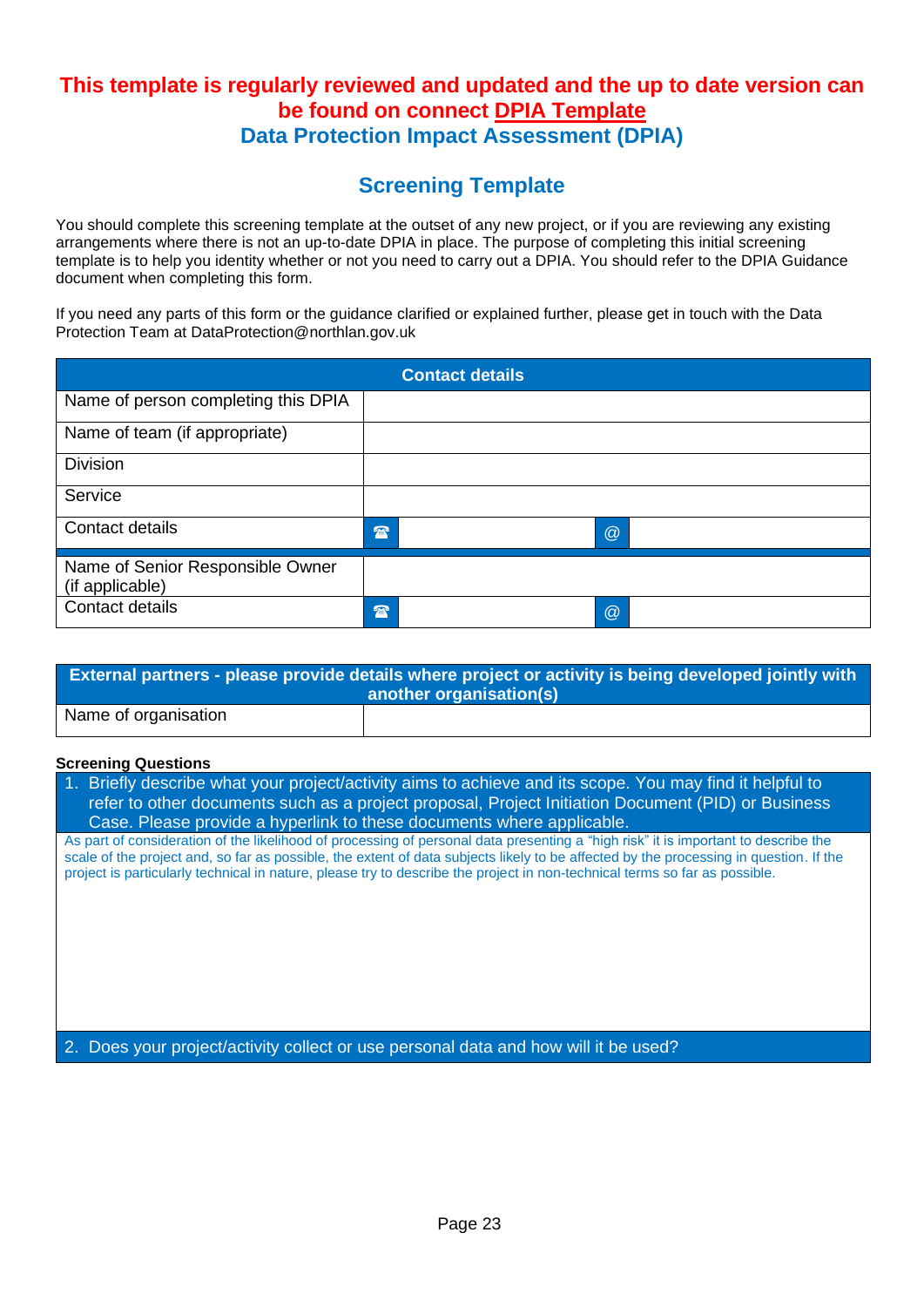**This template is regularly reviewed and updated and the up to date version can be found on connect DPIA Template**

# Data Protection Impact Assessment (DPIA)

## Screening Template

You should complete this screening template at the outset of any new project, or if you are reviewing any existing arrangements where there is not an up-to-date DPIA in place. The purpose of completing this initial screening template is to help you identity whether or not you need to carry out a DPIA. You should refer to the DPIA Guidance document when completing this form.

If you need any parts of this form or the guidance clarified or explained further, please get in touch with the Data Protection Team at DataProtection@northlan.gov.uk

| Contact details | | | | |
|---|---|---|---|---|
| Name of person completing this DPIA | | | | |
| Name of team (if appropriate) | | | | |
| Division | | | | |
| Service | | | | |
| Contact details | ☎ | | @ | |
| Name of Senior Responsible Owner (if applicable) | | | | |
| Contact details | ☎ | | @ | |

| External partners - please provide details where project or activity is being developed jointly with another organisation(s) | |
|---|---|
| Name of organisation | |

**Screening Questions**

1. Briefly describe what your project/activity aims to achieve and its scope. You may find it helpful to refer to other documents such as a project proposal, Project Initiation Document (PID) or Business Case. Please provide a hyperlink to these documents where applicable.

As part of consideration of the likelihood of processing of personal data presenting a "high risk" it is important to describe the scale of the project and, so far as possible, the extent of data subjects likely to be affected by the processing in question. If the project is particularly technical in nature, please try to describe the project in non-technical terms so far as possible.

2. Does your project/activity collect or use personal data and how will it be used?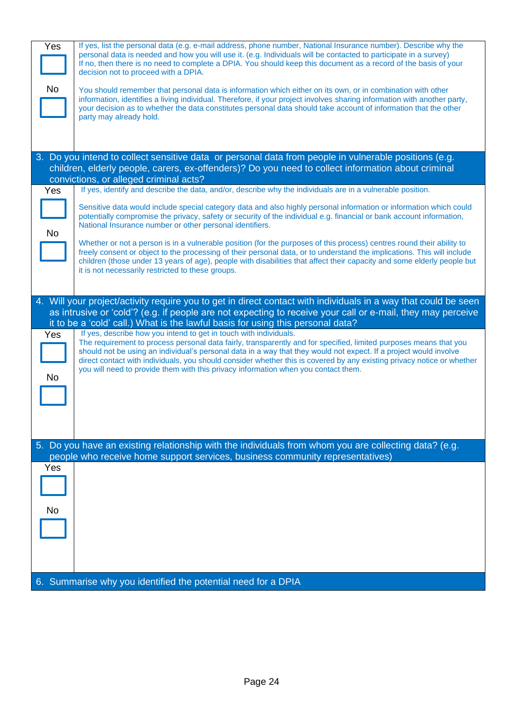| | |
|---|---|
| Yes ☐<br><br>No ☐ | If yes, list the personal data (e.g. e-mail address, phone number, National Insurance number). Describe why the personal data is needed and how you will use it. (e.g. Individuals will be contacted to participate in a survey)<br>If no, then there is no need to complete a DPIA. You should keep this document as a record of the basis of your decision not to proceed with a DPIA.<br><br>You should remember that personal data is information which either on its own, or in combination with other information, identifies a living individual. Therefore, if your project involves sharing information with another party, your decision as to whether the data constitutes personal data should take account of information that the other party may already hold. |
| **3. Do you intend to collect sensitive data or personal data from people in vulnerable positions (e.g. children, elderly people, carers, ex-offenders)? Do you need to collect information about criminal convictions, or alleged criminal acts?** | |
| Yes ☐<br><br>No ☐ | If yes, identify and describe the data, and/or, describe why the individuals are in a vulnerable position.<br><br>Sensitive data would include special category data and also highly personal information or information which could potentially compromise the privacy, safety or security of the individual e.g. financial or bank account information, National Insurance number or other personal identifiers.<br><br>Whether or not a person is in a vulnerable position (for the purposes of this process) centres round their ability to freely consent or object to the processing of their personal data, or to understand the implications. This will include children (those under 13 years of age), people with disabilities that affect their capacity and some elderly people but it is not necessarily restricted to these groups. |
| **4. Will your project/activity require you to get in direct contact with individuals in a way that could be seen as intrusive or 'cold'? (e.g. if people are not expecting to receive your call or e-mail, they may perceive it to be a 'cold' call.) What is the lawful basis for using this personal data?** | |
| Yes ☐<br><br>No ☐ | If yes, describe how you intend to get in touch with individuals.<br>The requirement to process personal data fairly, transparently and for specified, limited purposes means that you should not be using an individual's personal data in a way that they would not expect. If a project would involve direct contact with individuals, you should consider whether this is covered by any existing privacy notice or whether you will need to provide them with this privacy information when you contact them. |
| **5. Do you have an existing relationship with the individuals from whom you are collecting data? (e.g. people who receive home support services, business community representatives)** | |
| Yes ☐<br><br>No ☐ | |
| **6. Summarise why you identified the potential need for a DPIA** | |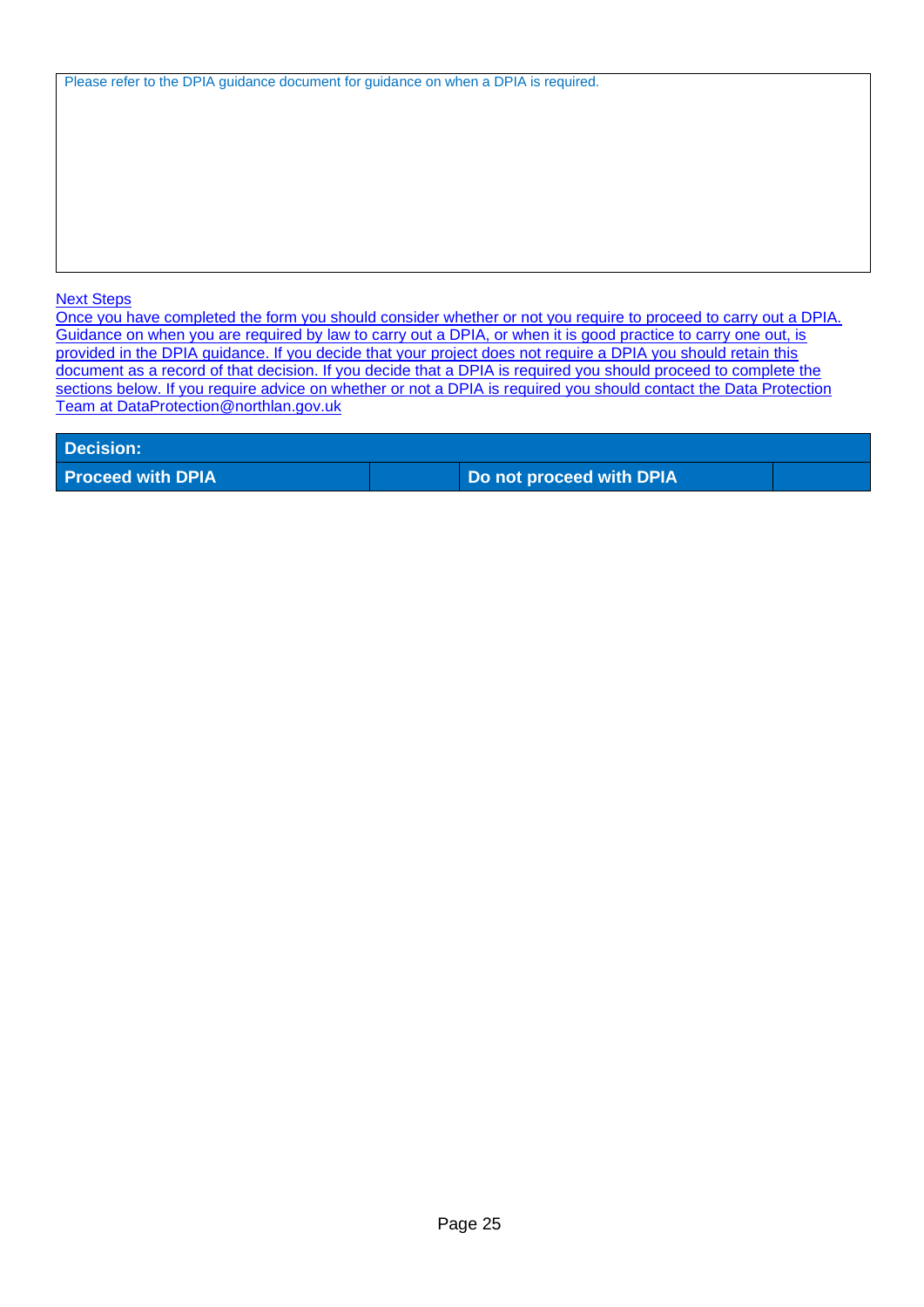| Please refer to the DPIA guidance document for guidance on when a DPIA is required. |
|---|

Next Steps

Once you have completed the form you should consider whether or not you require to proceed to carry out a DPIA. Guidance on when you are required by law to carry out a DPIA, or when it is good practice to carry one out, is provided in the DPIA guidance. If you decide that your project does not require a DPIA you should retain this document as a record of that decision. If you decide that a DPIA is required you should proceed to complete the sections below. If you require advice on whether or not a DPIA is required you should contact the Data Protection Team at DataProtection@northlan.gov.uk

| **Decision:** | | | |
|---|---|---|---|
| **Proceed with DPIA** | | **Do not proceed with DPIA** | |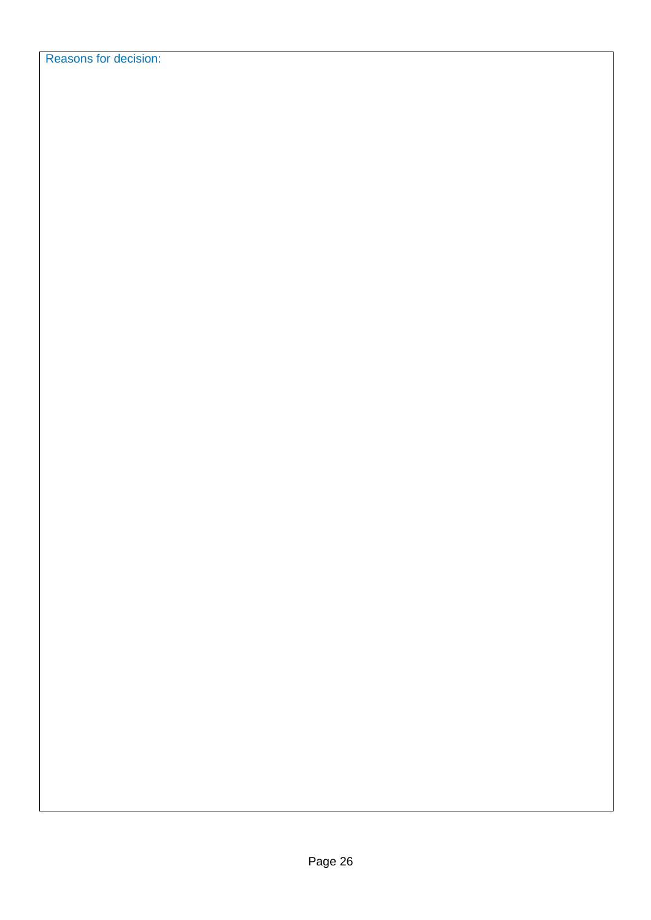Reasons for decision: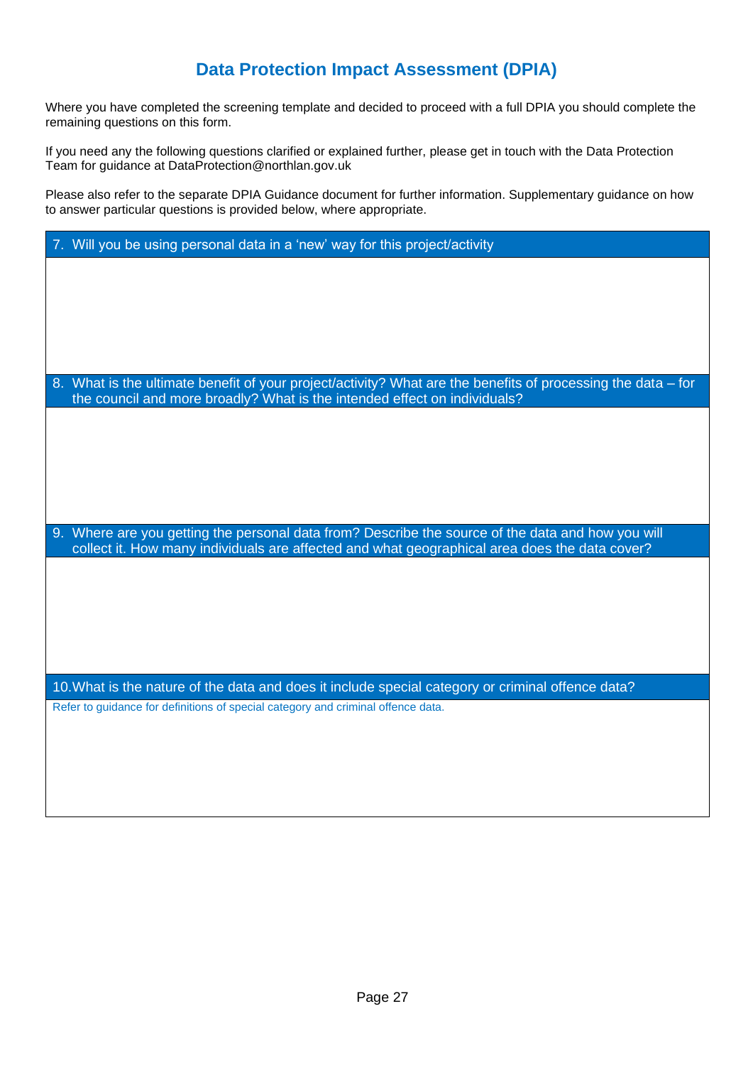# Data Protection Impact Assessment (DPIA)

Where you have completed the screening template and decided to proceed with a full DPIA you should complete the remaining questions on this form.

If you need any the following questions clarified or explained further, please get in touch with the Data Protection Team for guidance at DataProtection@northlan.gov.uk

Please also refer to the separate DPIA Guidance document for further information. Supplementary guidance on how to answer particular questions is provided below, where appropriate.

| 7. Will you be using personal data in a 'new' way for this project/activity |
| --- |
| |

| 8. What is the ultimate benefit of your project/activity? What are the benefits of processing the data – for the council and more broadly? What is the intended effect on individuals? |
| --- |
| |

| 9. Where are you getting the personal data from? Describe the source of the data and how you will collect it. How many individuals are affected and what geographical area does the data cover? |
| --- |
| |

| 10. What is the nature of the data and does it include special category or criminal offence data? |
| --- |
| Refer to guidance for definitions of special category and criminal offence data. |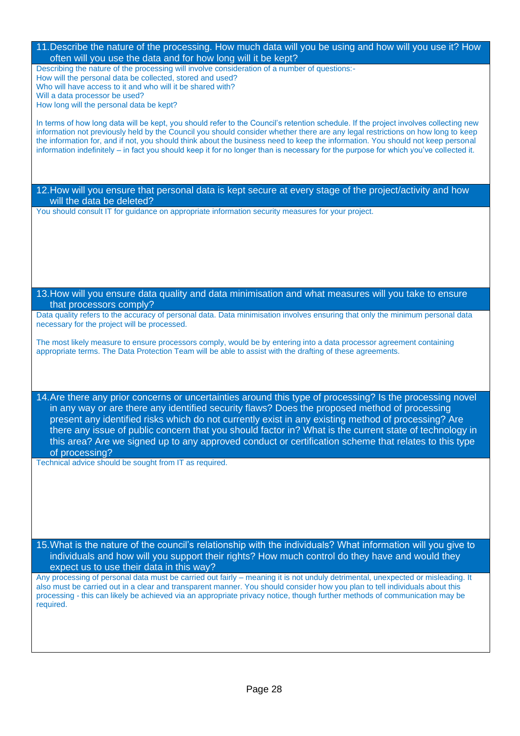## 11. Describe the nature of the processing. How much data will you be using and how will you use it? How often will you use the data and for how long will it be kept?

Describing the nature of the processing will involve consideration of a number of questions:-
How will the personal data be collected, stored and used?
Who will have access to it and who will it be shared with?
Will a data processor be used?
How long will the personal data be kept?

In terms of how long data will be kept, you should refer to the Council's retention schedule. If the project involves collecting new information not previously held by the Council you should consider whether there are any legal restrictions on how long to keep the information for, and if not, you should think about the business need to keep the information. You should not keep personal information indefinitely – in fact you should keep it for no longer than is necessary for the purpose for which you've collected it.

## 12. How will you ensure that personal data is kept secure at every stage of the project/activity and how will the data be deleted?

You should consult IT for guidance on appropriate information security measures for your project.

## 13. How will you ensure data quality and data minimisation and what measures will you take to ensure that processors comply?

Data quality refers to the accuracy of personal data. Data minimisation involves ensuring that only the minimum personal data necessary for the project will be processed.

The most likely measure to ensure processors comply, would be by entering into a data processor agreement containing appropriate terms. The Data Protection Team will be able to assist with the drafting of these agreements.

## 14. Are there any prior concerns or uncertainties around this type of processing? Is the processing novel in any way or are there any identified security flaws? Does the proposed method of processing present any identified risks which do not currently exist in any existing method of processing? Are there any issue of public concern that you should factor in? What is the current state of technology in this area? Are we signed up to any approved conduct or certification scheme that relates to this type of processing?

Technical advice should be sought from IT as required.

## 15. What is the nature of the council's relationship with the individuals? What information will you give to individuals and how will you support their rights? How much control do they have and would they expect us to use their data in this way?

Any processing of personal data must be carried out fairly – meaning it is not unduly detrimental, unexpected or misleading. It also must be carried out in a clear and transparent manner. You should consider how you plan to tell individuals about this processing - this can likely be achieved via an appropriate privacy notice, though further methods of communication may be required.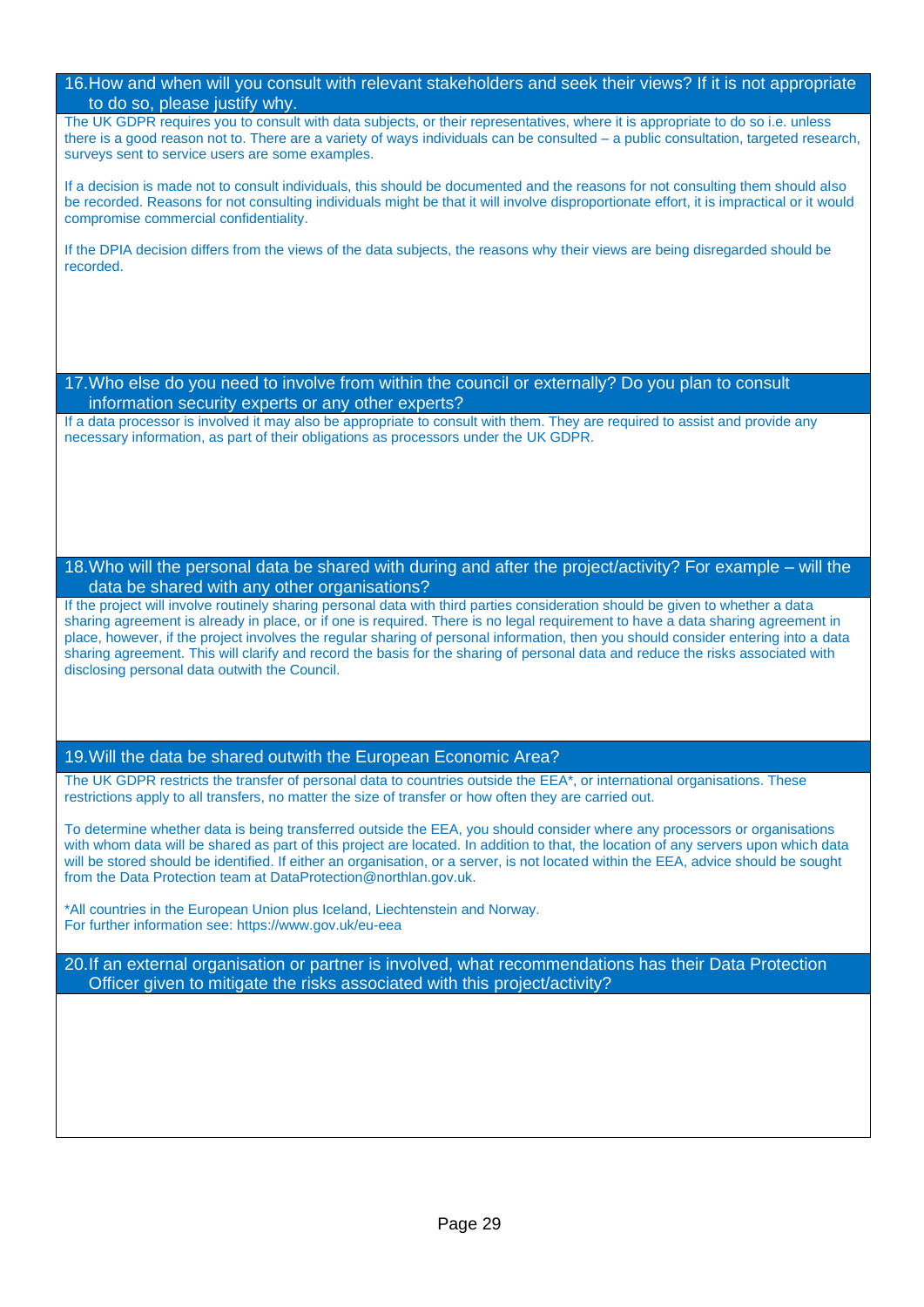## 16. How and when will you consult with relevant stakeholders and seek their views? If it is not appropriate to do so, please justify why.

The UK GDPR requires you to consult with data subjects, or their representatives, where it is appropriate to do so i.e. unless there is a good reason not to. There are a variety of ways individuals can be consulted – a public consultation, targeted research, surveys sent to service users are some examples.

If a decision is made not to consult individuals, this should be documented and the reasons for not consulting them should also be recorded. Reasons for not consulting individuals might be that it will involve disproportionate effort, it is impractical or it would compromise commercial confidentiality.

If the DPIA decision differs from the views of the data subjects, the reasons why their views are being disregarded should be recorded.

## 17. Who else do you need to involve from within the council or externally? Do you plan to consult information security experts or any other experts?

If a data processor is involved it may also be appropriate to consult with them. They are required to assist and provide any necessary information, as part of their obligations as processors under the UK GDPR.

## 18. Who will the personal data be shared with during and after the project/activity? For example – will the data be shared with any other organisations?

If the project will involve routinely sharing personal data with third parties consideration should be given to whether a data sharing agreement is already in place, or if one is required. There is no legal requirement to have a data sharing agreement in place, however, if the project involves the regular sharing of personal information, then you should consider entering into a data sharing agreement. This will clarify and record the basis for the sharing of personal data and reduce the risks associated with disclosing personal data outwith the Council.

## 19. Will the data be shared outwith the European Economic Area?

The UK GDPR restricts the transfer of personal data to countries outside the EEA*, or international organisations. These restrictions apply to all transfers, no matter the size of transfer or how often they are carried out.

To determine whether data is being transferred outside the EEA, you should consider where any processors or organisations with whom data will be shared as part of this project are located. In addition to that, the location of any servers upon which data will be stored should be identified. If either an organisation, or a server, is not located within the EEA, advice should be sought from the Data Protection team at DataProtection@northlan.gov.uk.

*All countries in the European Union plus Iceland, Liechtenstein and Norway.
For further information see: https://www.gov.uk/eu-eea

## 20. If an external organisation or partner is involved, what recommendations has their Data Protection Officer given to mitigate the risks associated with this project/activity?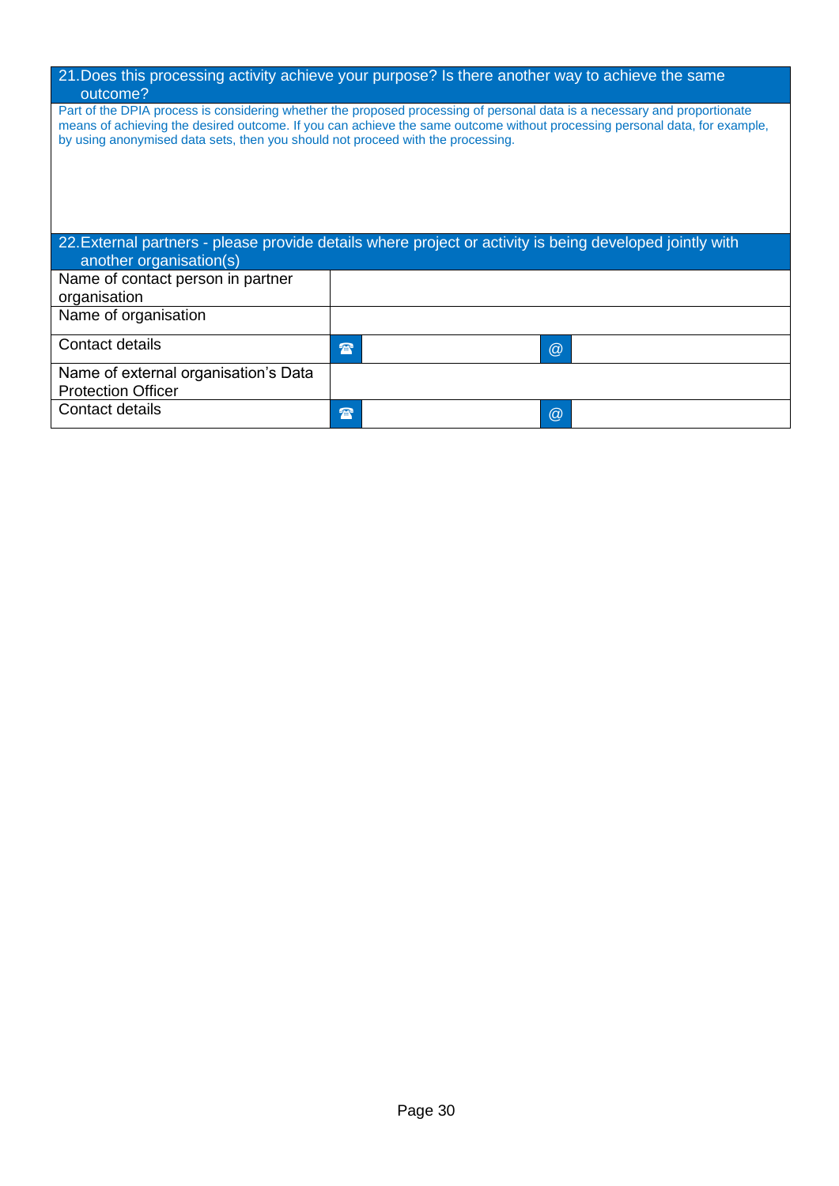| 21. Does this processing activity achieve your purpose? Is there another way to achieve the same outcome? |
|---|
| Part of the DPIA process is considering whether the proposed processing of personal data is a necessary and proportionate means of achieving the desired outcome. If you can achieve the same outcome without processing personal data, for example, by using anonymised data sets, then you should not proceed with the processing. |

| 22. External partners - please provide details where project or activity is being developed jointly with another organisation(s) | | | | |
|---|---|---|---|---|
| Name of contact person in partner organisation | | | | |
| Name of organisation | | | | |
| Contact details | ☎ | | @ | |
| Name of external organisation's Data Protection Officer | | | | |
| Contact details | ☎ | | @ | |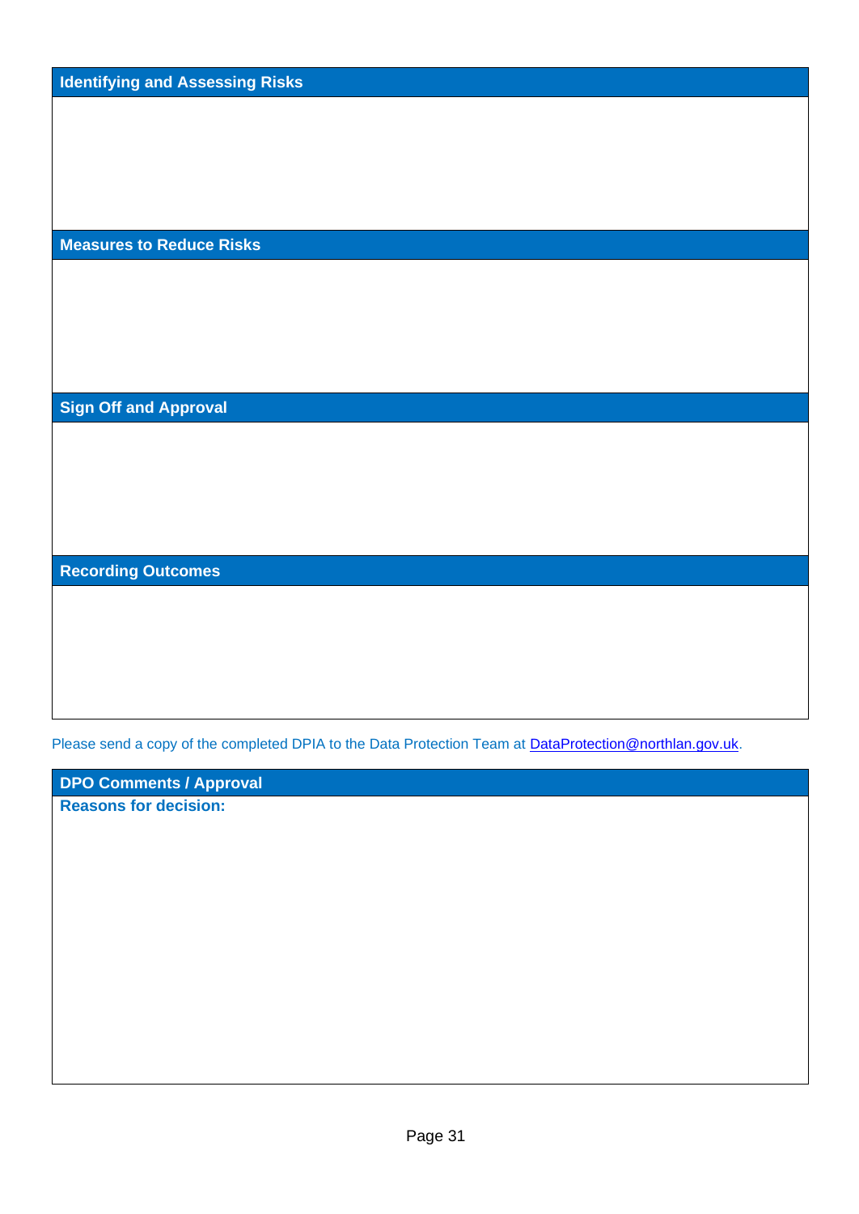| Identifying and Assessing Risks |
| --- |
| |

| Measures to Reduce Risks |
| --- |
| |

| Sign Off and Approval |
| --- |
| |

| Recording Outcomes |
| --- |
| |

Please send a copy of the completed DPIA to the Data Protection Team at [DataProtection@northlan.gov.uk](mailto:DataProtection@northlan.gov.uk).

| DPO Comments / Approval |
| --- |
| **Reasons for decision:** |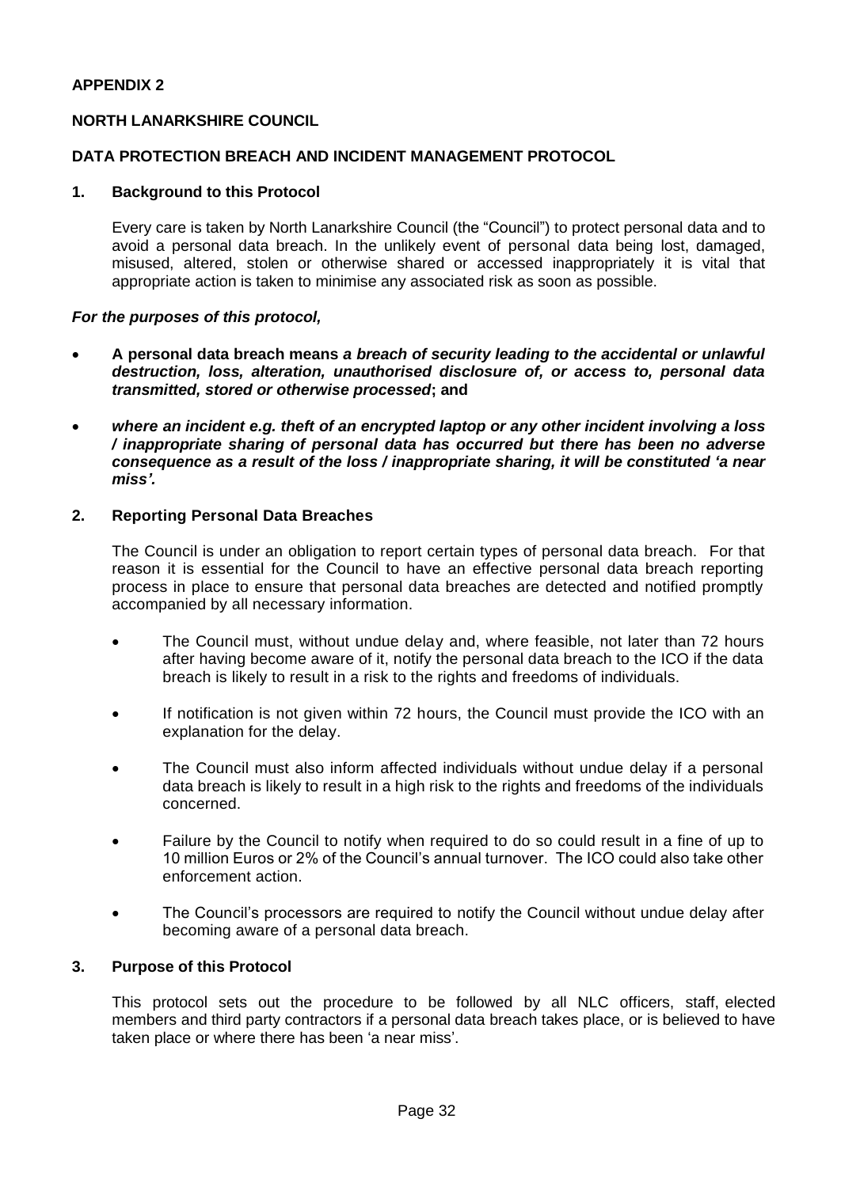**APPENDIX 2**

**NORTH LANARKSHIRE COUNCIL**

**DATA PROTECTION BREACH AND INCIDENT MANAGEMENT PROTOCOL**

## 1. Background to this Protocol

Every care is taken by North Lanarkshire Council (the "Council") to protect personal data and to avoid a personal data breach. In the unlikely event of personal data being lost, damaged, misused, altered, stolen or otherwise shared or accessed inappropriately it is vital that appropriate action is taken to minimise any associated risk as soon as possible.

***For the purposes of this protocol,***

- **A personal data breach means *a breach of security leading to the accidental or unlawful destruction, loss, alteration, unauthorised disclosure of, or access to, personal data transmitted, stored or otherwise processed*; and**
- ***where an incident e.g. theft of an encrypted laptop or any other incident involving a loss / inappropriate sharing of personal data has occurred but there has been no adverse consequence as a result of the loss / inappropriate sharing, it will be constituted 'a near miss'.***

## 2. Reporting Personal Data Breaches

The Council is under an obligation to report certain types of personal data breach. For that reason it is essential for the Council to have an effective personal data breach reporting process in place to ensure that personal data breaches are detected and notified promptly accompanied by all necessary information.

- The Council must, without undue delay and, where feasible, not later than 72 hours after having become aware of it, notify the personal data breach to the ICO if the data breach is likely to result in a risk to the rights and freedoms of individuals.
- If notification is not given within 72 hours, the Council must provide the ICO with an explanation for the delay.
- The Council must also inform affected individuals without undue delay if a personal data breach is likely to result in a high risk to the rights and freedoms of the individuals concerned.
- Failure by the Council to notify when required to do so could result in a fine of up to 10 million Euros or 2% of the Council's annual turnover. The ICO could also take other enforcement action.
- The Council's processors are required to notify the Council without undue delay after becoming aware of a personal data breach.

## 3. Purpose of this Protocol

This protocol sets out the procedure to be followed by all NLC officers, staff, elected members and third party contractors if a personal data breach takes place, or is believed to have taken place or where there has been 'a near miss'.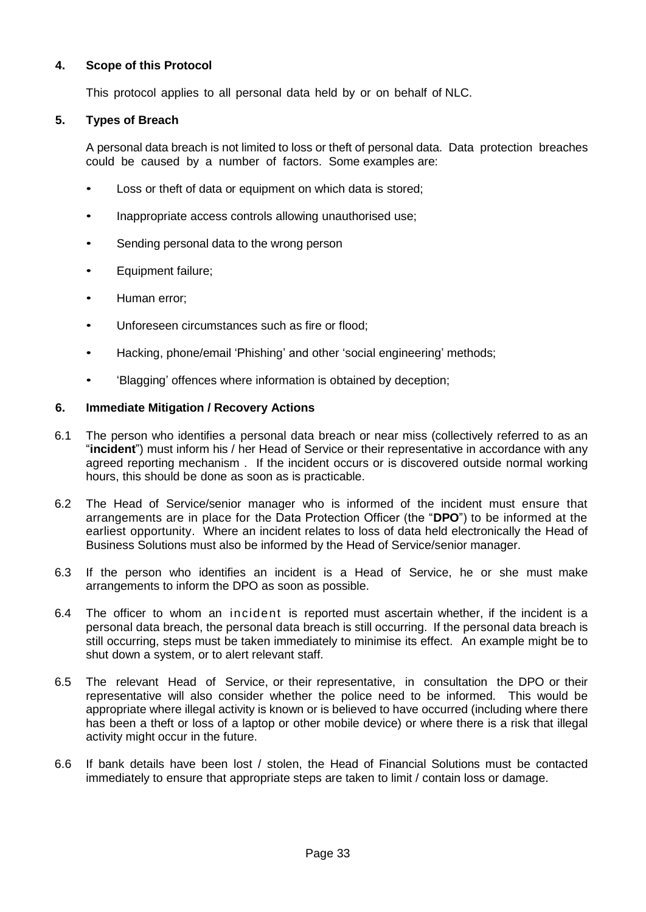## 4. Scope of this Protocol

This protocol applies to all personal data held by or on behalf of NLC.

## 5. Types of Breach

A personal data breach is not limited to loss or theft of personal data. Data protection breaches could be caused by a number of factors. Some examples are:

- Loss or theft of data or equipment on which data is stored;
- Inappropriate access controls allowing unauthorised use;
- Sending personal data to the wrong person
- Equipment failure;
- Human error;
- Unforeseen circumstances such as fire or flood;
- Hacking, phone/email 'Phishing' and other 'social engineering' methods;
- 'Blagging' offences where information is obtained by deception;

## 6. Immediate Mitigation / Recovery Actions

6.1 The person who identifies a personal data breach or near miss (collectively referred to as an "**incident**") must inform his / her Head of Service or their representative in accordance with any agreed reporting mechanism . If the incident occurs or is discovered outside normal working hours, this should be done as soon as is practicable.

6.2 The Head of Service/senior manager who is informed of the incident must ensure that arrangements are in place for the Data Protection Officer (the "**DPO**") to be informed at the earliest opportunity. Where an incident relates to loss of data held electronically the Head of Business Solutions must also be informed by the Head of Service/senior manager.

6.3 If the person who identifies an incident is a Head of Service, he or she must make arrangements to inform the DPO as soon as possible.

6.4 The officer to whom an incident is reported must ascertain whether, if the incident is a personal data breach, the personal data breach is still occurring. If the personal data breach is still occurring, steps must be taken immediately to minimise its effect. An example might be to shut down a system, or to alert relevant staff.

6.5 The relevant Head of Service, or their representative, in consultation the DPO or their representative will also consider whether the police need to be informed. This would be appropriate where illegal activity is known or is believed to have occurred (including where there has been a theft or loss of a laptop or other mobile device) or where there is a risk that illegal activity might occur in the future.

6.6 If bank details have been lost / stolen, the Head of Financial Solutions must be contacted immediately to ensure that appropriate steps are taken to limit / contain loss or damage.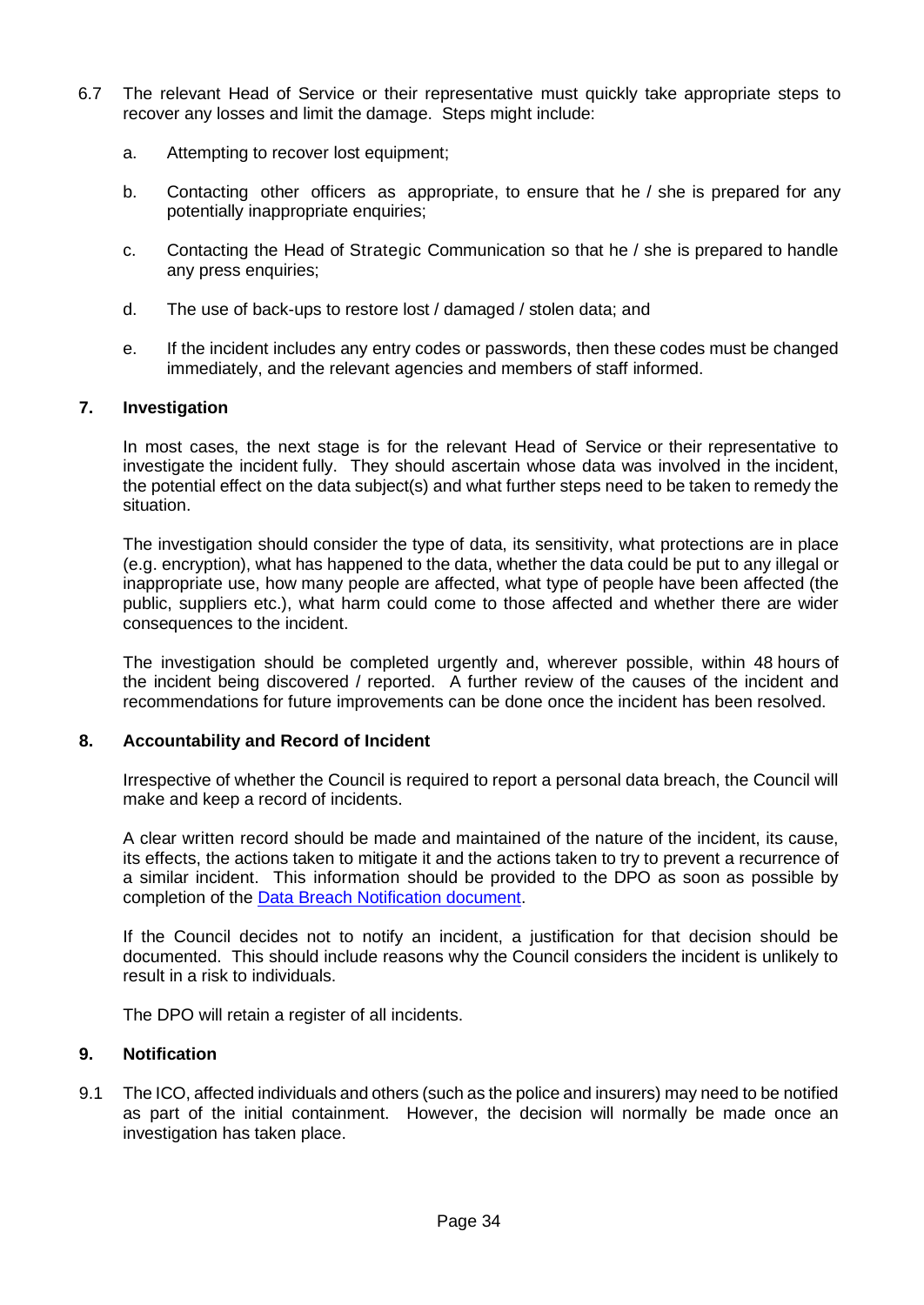6.7 The relevant Head of Service or their representative must quickly take appropriate steps to recover any losses and limit the damage. Steps might include:

a. Attempting to recover lost equipment;

b. Contacting other officers as appropriate, to ensure that he / she is prepared for any potentially inappropriate enquiries;

c. Contacting the Head of Strategic Communication so that he / she is prepared to handle any press enquiries;

d. The use of back-ups to restore lost / damaged / stolen data; and

e. If the incident includes any entry codes or passwords, then these codes must be changed immediately, and the relevant agencies and members of staff informed.

## 7. Investigation

In most cases, the next stage is for the relevant Head of Service or their representative to investigate the incident fully. They should ascertain whose data was involved in the incident, the potential effect on the data subject(s) and what further steps need to be taken to remedy the situation.

The investigation should consider the type of data, its sensitivity, what protections are in place (e.g. encryption), what has happened to the data, whether the data could be put to any illegal or inappropriate use, how many people are affected, what type of people have been affected (the public, suppliers etc.), what harm could come to those affected and whether there are wider consequences to the incident.

The investigation should be completed urgently and, wherever possible, within 48 hours of the incident being discovered / reported. A further review of the causes of the incident and recommendations for future improvements can be done once the incident has been resolved.

## 8. Accountability and Record of Incident

Irrespective of whether the Council is required to report a personal data breach, the Council will make and keep a record of incidents.

A clear written record should be made and maintained of the nature of the incident, its cause, its effects, the actions taken to mitigate it and the actions taken to try to prevent a recurrence of a similar incident. This information should be provided to the DPO as soon as possible by completion of the [Data Breach Notification document](#).

If the Council decides not to notify an incident, a justification for that decision should be documented. This should include reasons why the Council considers the incident is unlikely to result in a risk to individuals.

The DPO will retain a register of all incidents.

## 9. Notification

9.1 The ICO, affected individuals and others (such as the police and insurers) may need to be notified as part of the initial containment. However, the decision will normally be made once an investigation has taken place.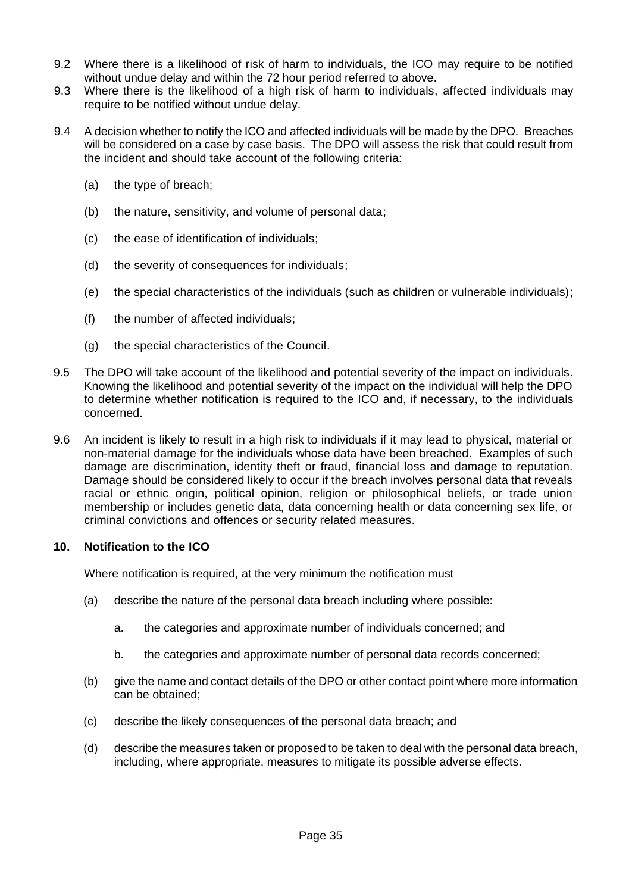9.2 Where there is a likelihood of risk of harm to individuals, the ICO may require to be notified without undue delay and within the 72 hour period referred to above.

9.3 Where there is the likelihood of a high risk of harm to individuals, affected individuals may require to be notified without undue delay.

9.4 A decision whether to notify the ICO and affected individuals will be made by the DPO. Breaches will be considered on a case by case basis. The DPO will assess the risk that could result from the incident and should take account of the following criteria:

(a) the type of breach;

(b) the nature, sensitivity, and volume of personal data;

(c) the ease of identification of individuals;

(d) the severity of consequences for individuals;

(e) the special characteristics of the individuals (such as children or vulnerable individuals);

(f) the number of affected individuals;

(g) the special characteristics of the Council.

9.5 The DPO will take account of the likelihood and potential severity of the impact on individuals. Knowing the likelihood and potential severity of the impact on the individual will help the DPO to determine whether notification is required to the ICO and, if necessary, to the individuals concerned.

9.6 An incident is likely to result in a high risk to individuals if it may lead to physical, material or non-material damage for the individuals whose data have been breached. Examples of such damage are discrimination, identity theft or fraud, financial loss and damage to reputation. Damage should be considered likely to occur if the breach involves personal data that reveals racial or ethnic origin, political opinion, religion or philosophical beliefs, or trade union membership or includes genetic data, data concerning health or data concerning sex life, or criminal convictions and offences or security related measures.

## 10. Notification to the ICO

Where notification is required, at the very minimum the notification must

(a) describe the nature of the personal data breach including where possible:

  a. the categories and approximate number of individuals concerned; and

  b. the categories and approximate number of personal data records concerned;

(b) give the name and contact details of the DPO or other contact point where more information can be obtained;

(c) describe the likely consequences of the personal data breach; and

(d) describe the measures taken or proposed to be taken to deal with the personal data breach, including, where appropriate, measures to mitigate its possible adverse effects.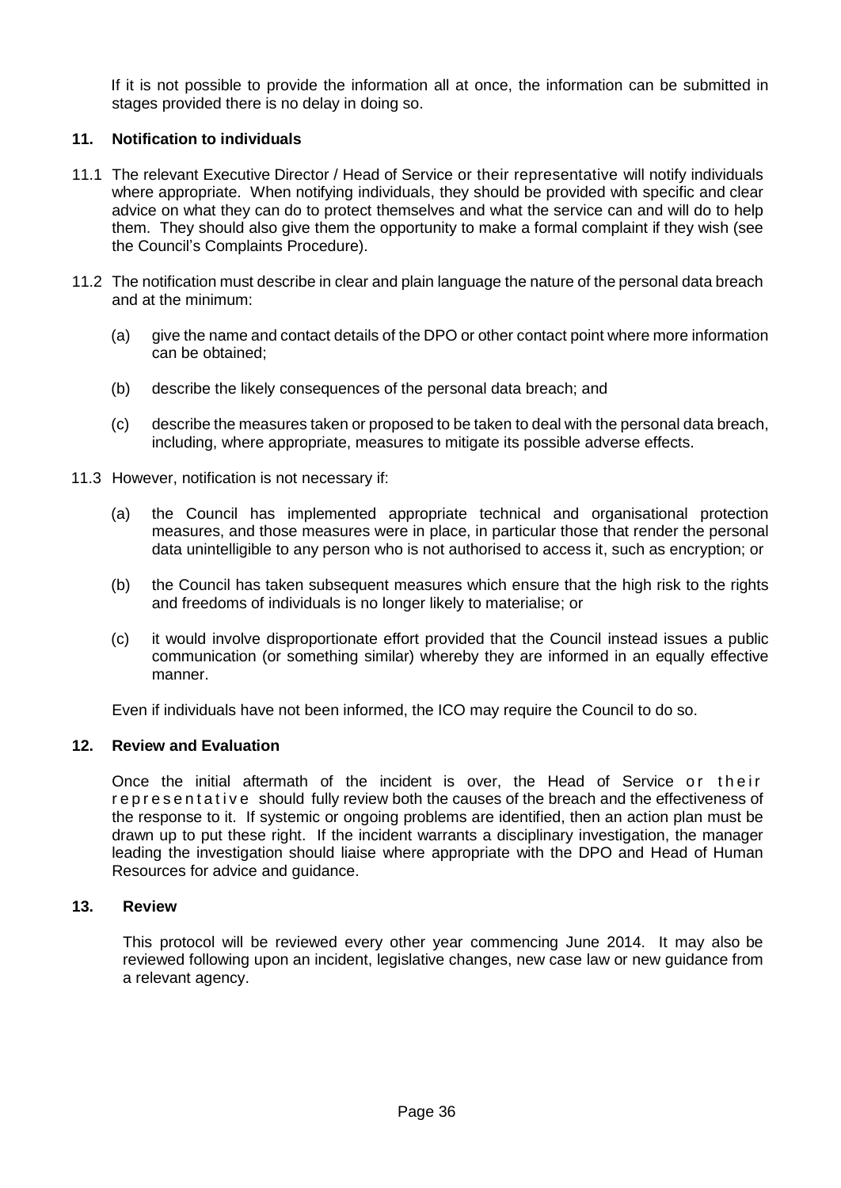If it is not possible to provide the information all at once, the information can be submitted in stages provided there is no delay in doing so.

### 11. Notification to individuals

11.1 The relevant Executive Director / Head of Service or their representative will notify individuals where appropriate. When notifying individuals, they should be provided with specific and clear advice on what they can do to protect themselves and what the service can and will do to help them. They should also give them the opportunity to make a formal complaint if they wish (see the Council's Complaints Procedure).

11.2 The notification must describe in clear and plain language the nature of the personal data breach and at the minimum:

(a) give the name and contact details of the DPO or other contact point where more information can be obtained;

(b) describe the likely consequences of the personal data breach; and

(c) describe the measures taken or proposed to be taken to deal with the personal data breach, including, where appropriate, measures to mitigate its possible adverse effects.

11.3 However, notification is not necessary if:

(a) the Council has implemented appropriate technical and organisational protection measures, and those measures were in place, in particular those that render the personal data unintelligible to any person who is not authorised to access it, such as encryption; or

(b) the Council has taken subsequent measures which ensure that the high risk to the rights and freedoms of individuals is no longer likely to materialise; or

(c) it would involve disproportionate effort provided that the Council instead issues a public communication (or something similar) whereby they are informed in an equally effective manner.

Even if individuals have not been informed, the ICO may require the Council to do so.

### 12. Review and Evaluation

Once the initial aftermath of the incident is over, the Head of Service or their representative should fully review both the causes of the breach and the effectiveness of the response to it. If systemic or ongoing problems are identified, then an action plan must be drawn up to put these right. If the incident warrants a disciplinary investigation, the manager leading the investigation should liaise where appropriate with the DPO and Head of Human Resources for advice and guidance.

### 13. Review

This protocol will be reviewed every other year commencing June 2014. It may also be reviewed following upon an incident, legislative changes, new case law or new guidance from a relevant agency.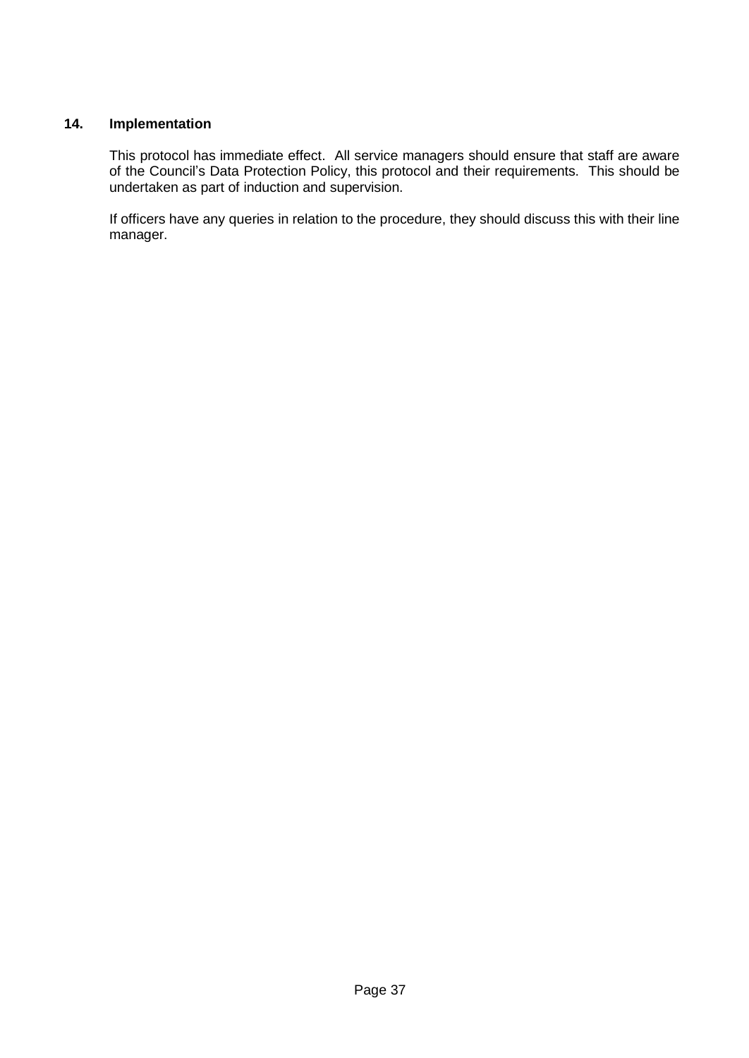## 14. Implementation

This protocol has immediate effect. All service managers should ensure that staff are aware of the Council's Data Protection Policy, this protocol and their requirements. This should be undertaken as part of induction and supervision.

If officers have any queries in relation to the procedure, they should discuss this with their line manager.